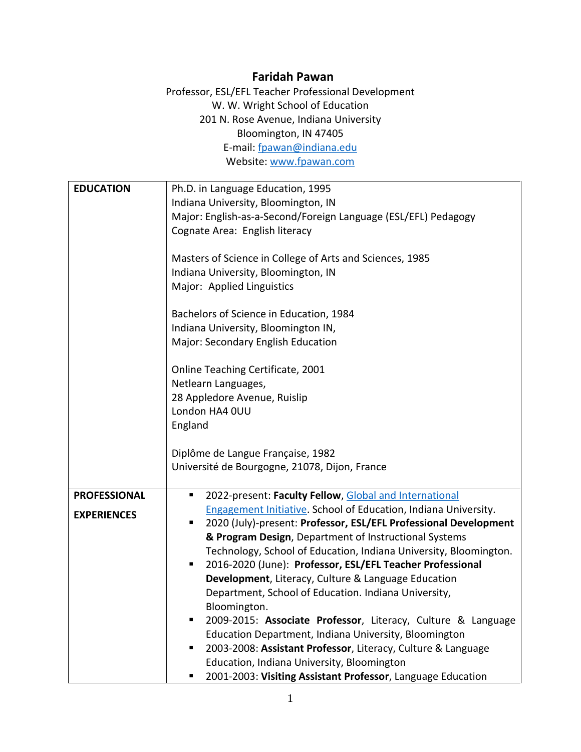# Faridah Pawan

Professor, ESL/EFL Teacher Professional Development
W. W. Wright School of Education
201 N. Rose Avenue, Indiana University
Bloomington, IN 47405
E-mail: fpawan@indiana.edu
Website: www.fpawan.com

| | |
|---|---|
| **EDUCATION** | Ph.D. in Language Education, 1995<br>Indiana University, Bloomington, IN<br>Major: English-as-a-Second/Foreign Language (ESL/EFL) Pedagogy<br>Cognate Area: English literacy<br><br>Masters of Science in College of Arts and Sciences, 1985<br>Indiana University, Bloomington, IN<br>Major: Applied Linguistics<br><br>Bachelors of Science in Education, 1984<br>Indiana University, Bloomington IN,<br>Major: Secondary English Education<br><br>Online Teaching Certificate, 2001<br>Netlearn Languages,<br>28 Appledore Avenue, Ruislip<br>London HA4 0UU<br>England<br><br>Diplôme de Langue Française, 1982<br>Université de Bourgogne, 21078, Dijon, France |
| **PROFESSIONAL EXPERIENCES** | ▪ 2022-present: **Faculty Fellow**, Global and International Engagement Initiative. School of Education, Indiana University.<br>▪ 2020 (July)-present: **Professor, ESL/EFL Professional Development & Program Design**, Department of Instructional Systems Technology, School of Education, Indiana University, Bloomington.<br>▪ 2016-2020 (June): **Professor, ESL/EFL Teacher Professional Development**, Literacy, Culture & Language Education Department, School of Education. Indiana University, Bloomington.<br>▪ 2009-2015: **Associate Professor**, Literacy, Culture & Language Education Department, Indiana University, Bloomington<br>▪ 2003-2008: **Assistant Professor**, Literacy, Culture & Language Education, Indiana University, Bloomington<br>▪ 2001-2003: **Visiting Assistant Professor**, Language Education |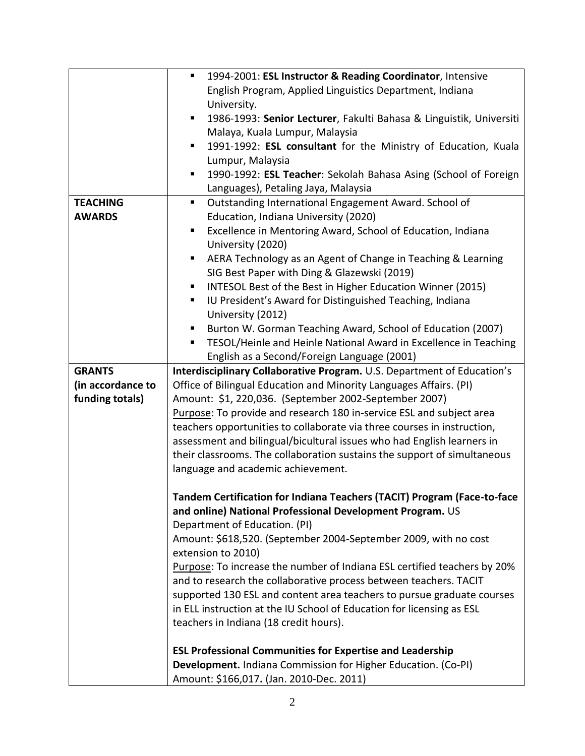| | |
|---|---|
| | ▪ 1994-2001: **ESL Instructor & Reading Coordinator**, Intensive English Program, Applied Linguistics Department, Indiana University.<br>▪ 1986-1993: **Senior Lecturer**, Fakulti Bahasa & Linguistik, Universiti Malaya, Kuala Lumpur, Malaysia<br>▪ 1991-1992: **ESL consultant** for the Ministry of Education, Kuala Lumpur, Malaysia<br>▪ 1990-1992: **ESL Teacher**: Sekolah Bahasa Asing (School of Foreign Languages), Petaling Jaya, Malaysia |
| **TEACHING AWARDS** | ▪ Outstanding International Engagement Award. School of Education, Indiana University (2020)<br>▪ Excellence in Mentoring Award, School of Education, Indiana University (2020)<br>▪ AERA Technology as an Agent of Change in Teaching & Learning SIG Best Paper with Ding & Glazewski (2019)<br>▪ INTESOL Best of the Best in Higher Education Winner (2015)<br>▪ IU President's Award for Distinguished Teaching, Indiana University (2012)<br>▪ Burton W. Gorman Teaching Award, School of Education (2007)<br>▪ TESOL/Heinle and Heinle National Award in Excellence in Teaching English as a Second/Foreign Language (2001) |
| **GRANTS (in accordance to funding totals)** | **Interdisciplinary Collaborative Program.** U.S. Department of Education's Office of Bilingual Education and Minority Languages Affairs. (PI)<br>Amount: $1, 220,036. (September 2002-September 2007)<br><u>Purpose</u>: To provide and research 180 in-service ESL and subject area teachers opportunities to collaborate via three courses in instruction, assessment and bilingual/bicultural issues who had English learners in their classrooms. The collaboration sustains the support of simultaneous language and academic achievement.<br><br>**Tandem Certification for Indiana Teachers (TACIT) Program (Face-to-face and online) National Professional Development Program.** US Department of Education. (PI)<br>Amount: $618,520. (September 2004-September 2009, with no cost extension to 2010)<br><u>Purpose</u>: To increase the number of Indiana ESL certified teachers by 20% and to research the collaborative process between teachers. TACIT supported 130 ESL and content area teachers to pursue graduate courses in ELL instruction at the IU School of Education for licensing as ESL teachers in Indiana (18 credit hours).<br><br>**ESL Professional Communities for Expertise and Leadership Development.** Indiana Commission for Higher Education. (Co-PI)<br>Amount: $166,017**.** (Jan. 2010-Dec. 2011) |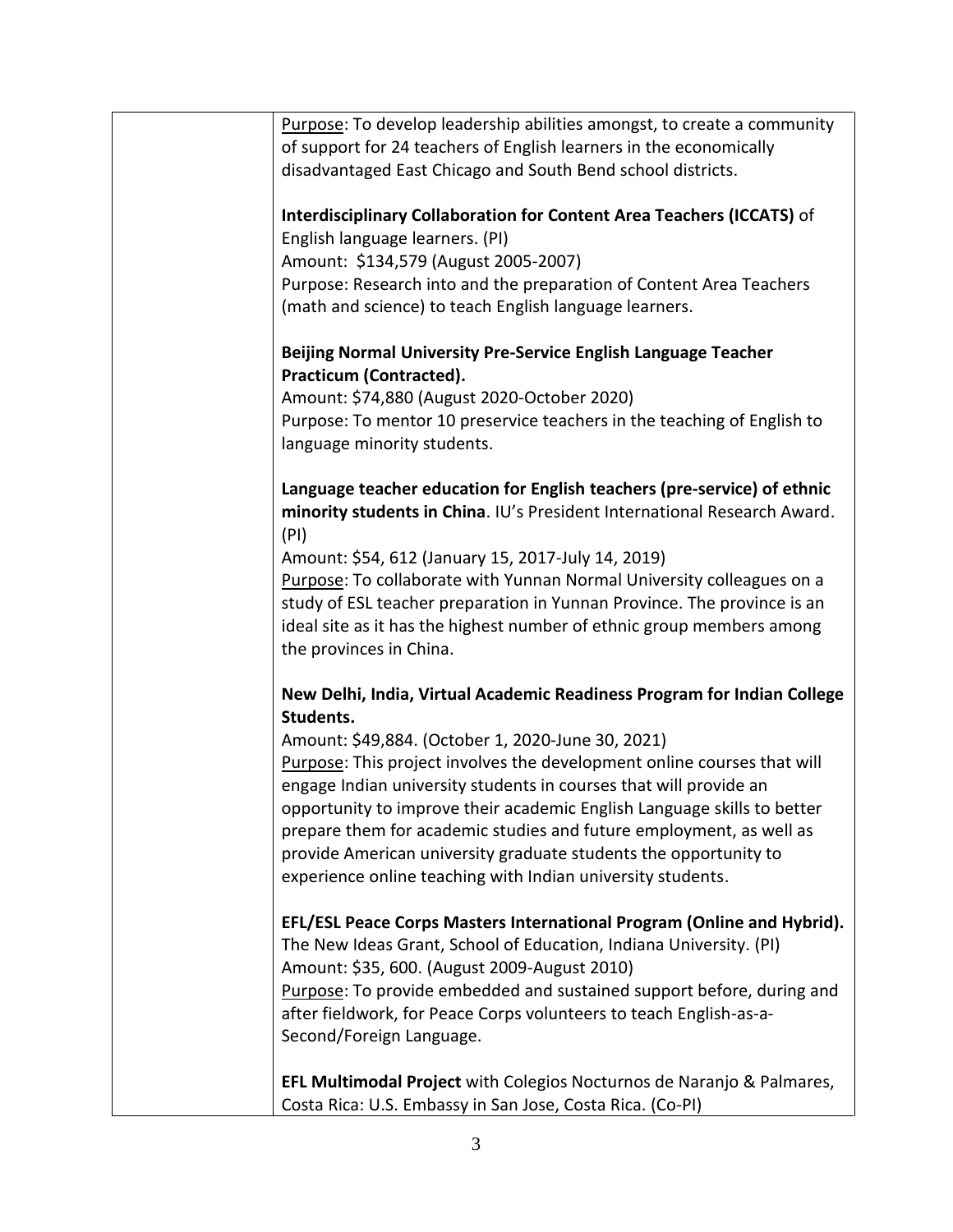Purpose: To develop leadership abilities amongst, to create a community of support for 24 teachers of English learners in the economically disadvantaged East Chicago and South Bend school districts.

**Interdisciplinary Collaboration for Content Area Teachers (ICCATS)** of English language learners. (PI)
Amount: $134,579 (August 2005-2007)
Purpose: Research into and the preparation of Content Area Teachers (math and science) to teach English language learners.

**Beijing Normal University Pre-Service English Language Teacher Practicum (Contracted).**
Amount: $74,880 (August 2020-October 2020)
Purpose: To mentor 10 preservice teachers in the teaching of English to language minority students.

**Language teacher education for English teachers (pre-service) of ethnic minority students in China**. IU's President International Research Award. (PI)
Amount: $54, 612 (January 15, 2017-July 14, 2019)
Purpose: To collaborate with Yunnan Normal University colleagues on a study of ESL teacher preparation in Yunnan Province. The province is an ideal site as it has the highest number of ethnic group members among the provinces in China.

**New Delhi, India, Virtual Academic Readiness Program for Indian College Students.**
Amount: $49,884. (October 1, 2020-June 30, 2021)
Purpose: This project involves the development online courses that will engage Indian university students in courses that will provide an opportunity to improve their academic English Language skills to better prepare them for academic studies and future employment, as well as provide American university graduate students the opportunity to experience online teaching with Indian university students.

**EFL/ESL Peace Corps Masters International Program (Online and Hybrid).**
The New Ideas Grant, School of Education, Indiana University. (PI)
Amount: $35, 600. (August 2009-August 2010)
Purpose: To provide embedded and sustained support before, during and after fieldwork, for Peace Corps volunteers to teach English-as-a-Second/Foreign Language.

**EFL Multimodal Project** with Colegios Nocturnos de Naranjo & Palmares, Costa Rica: U.S. Embassy in San Jose, Costa Rica. (Co-PI)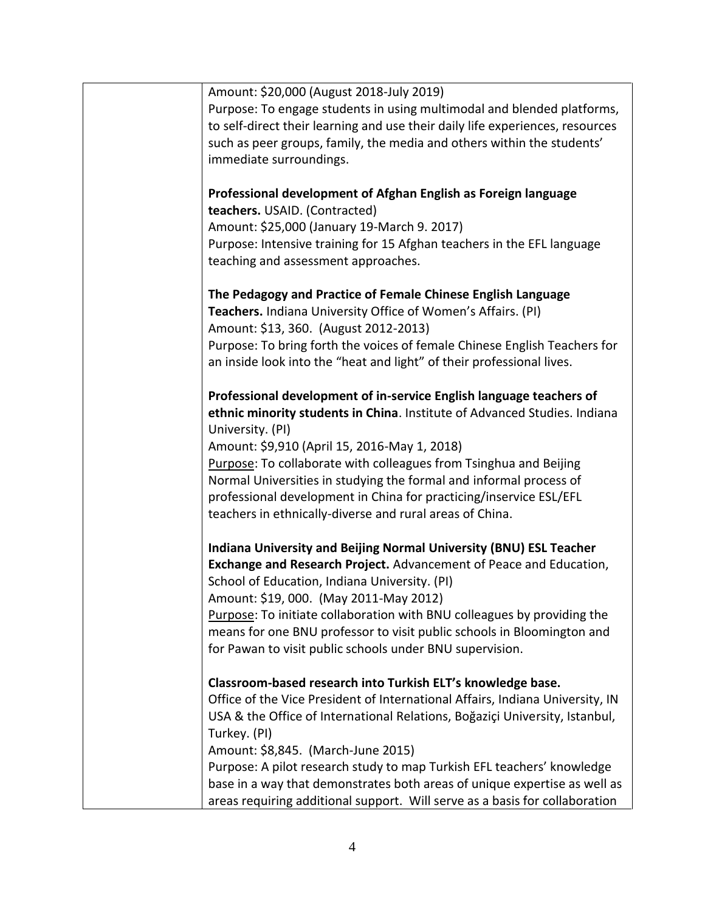Amount: $20,000 (August 2018-July 2019)
Purpose: To engage students in using multimodal and blended platforms, to self-direct their learning and use their daily life experiences, resources such as peer groups, family, the media and others within the students' immediate surroundings.

**Professional development of Afghan English as Foreign language teachers.** USAID. (Contracted)
Amount: $25,000 (January 19-March 9. 2017)
Purpose: Intensive training for 15 Afghan teachers in the EFL language teaching and assessment approaches.

**The Pedagogy and Practice of Female Chinese English Language Teachers.** Indiana University Office of Women's Affairs. (PI)
Amount: $13, 360. (August 2012-2013)
Purpose: To bring forth the voices of female Chinese English Teachers for an inside look into the "heat and light" of their professional lives.

**Professional development of in-service English language teachers of ethnic minority students in China**. Institute of Advanced Studies. Indiana University. (PI)
Amount: $9,910 (April 15, 2016-May 1, 2018)
Purpose: To collaborate with colleagues from Tsinghua and Beijing Normal Universities in studying the formal and informal process of professional development in China for practicing/inservice ESL/EFL teachers in ethnically-diverse and rural areas of China.

**Indiana University and Beijing Normal University (BNU) ESL Teacher Exchange and Research Project.** Advancement of Peace and Education, School of Education, Indiana University. (PI)
Amount: $19, 000. (May 2011-May 2012)
Purpose: To initiate collaboration with BNU colleagues by providing the means for one BNU professor to visit public schools in Bloomington and for Pawan to visit public schools under BNU supervision.

**Classroom-based research into Turkish ELT's knowledge base.**
Office of the Vice President of International Affairs, Indiana University, IN USA & the Office of International Relations, Boğaziçi University, Istanbul, Turkey. (PI)
Amount: $8,845. (March-June 2015)
Purpose: A pilot research study to map Turkish EFL teachers' knowledge base in a way that demonstrates both areas of unique expertise as well as areas requiring additional support. Will serve as a basis for collaboration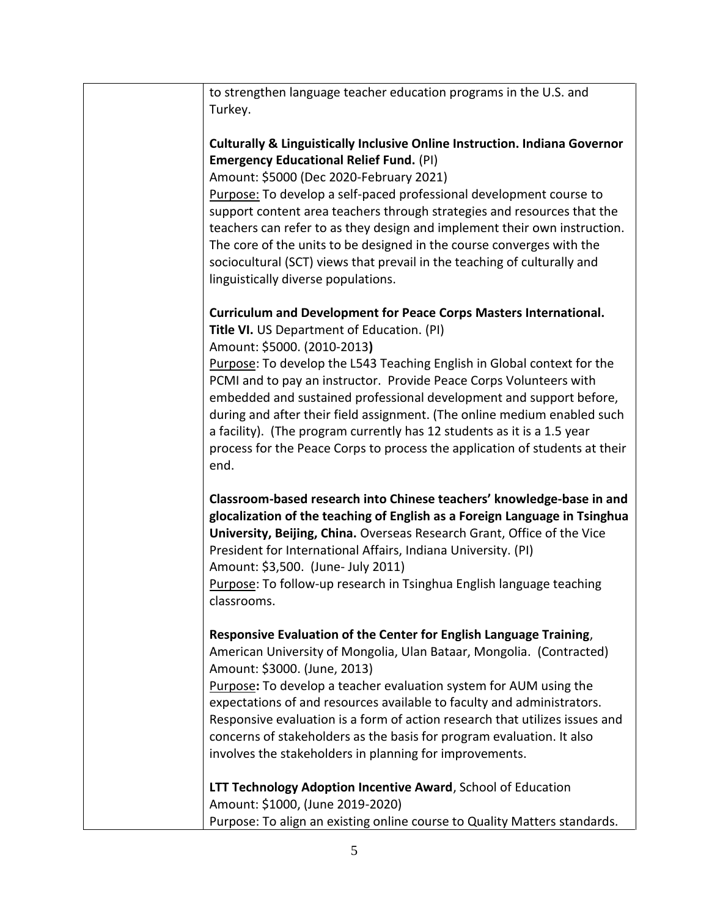to strengthen language teacher education programs in the U.S. and Turkey.

**Culturally & Linguistically Inclusive Online Instruction. Indiana Governor Emergency Educational Relief Fund.** (PI)
Amount: $5000 (Dec 2020-February 2021)
Purpose: To develop a self-paced professional development course to support content area teachers through strategies and resources that the teachers can refer to as they design and implement their own instruction. The core of the units to be designed in the course converges with the sociocultural (SCT) views that prevail in the teaching of culturally and linguistically diverse populations.

**Curriculum and Development for Peace Corps Masters International. Title VI.** US Department of Education. (PI)
Amount: $5000. (2010-2013**)**
Purpose: To develop the L543 Teaching English in Global context for the PCMI and to pay an instructor. Provide Peace Corps Volunteers with embedded and sustained professional development and support before, during and after their field assignment. (The online medium enabled such a facility). (The program currently has 12 students as it is a 1.5 year process for the Peace Corps to process the application of students at their end.

**Classroom-based research into Chinese teachers' knowledge-base in and glocalization of the teaching of English as a Foreign Language in Tsinghua University, Beijing, China.** Overseas Research Grant, Office of the Vice President for International Affairs, Indiana University. (PI)
Amount: $3,500. (June- July 2011)
Purpose: To follow-up research in Tsinghua English language teaching classrooms.

**Responsive Evaluation of the Center for English Language Training**, American University of Mongolia, Ulan Bataar, Mongolia. (Contracted)
Amount: $3000. (June, 2013)
Purpose**:** To develop a teacher evaluation system for AUM using the expectations of and resources available to faculty and administrators. Responsive evaluation is a form of action research that utilizes issues and concerns of stakeholders as the basis for program evaluation. It also involves the stakeholders in planning for improvements.

**LTT Technology Adoption Incentive Award**, School of Education
Amount: $1000, (June 2019-2020)
Purpose: To align an existing online course to Quality Matters standards.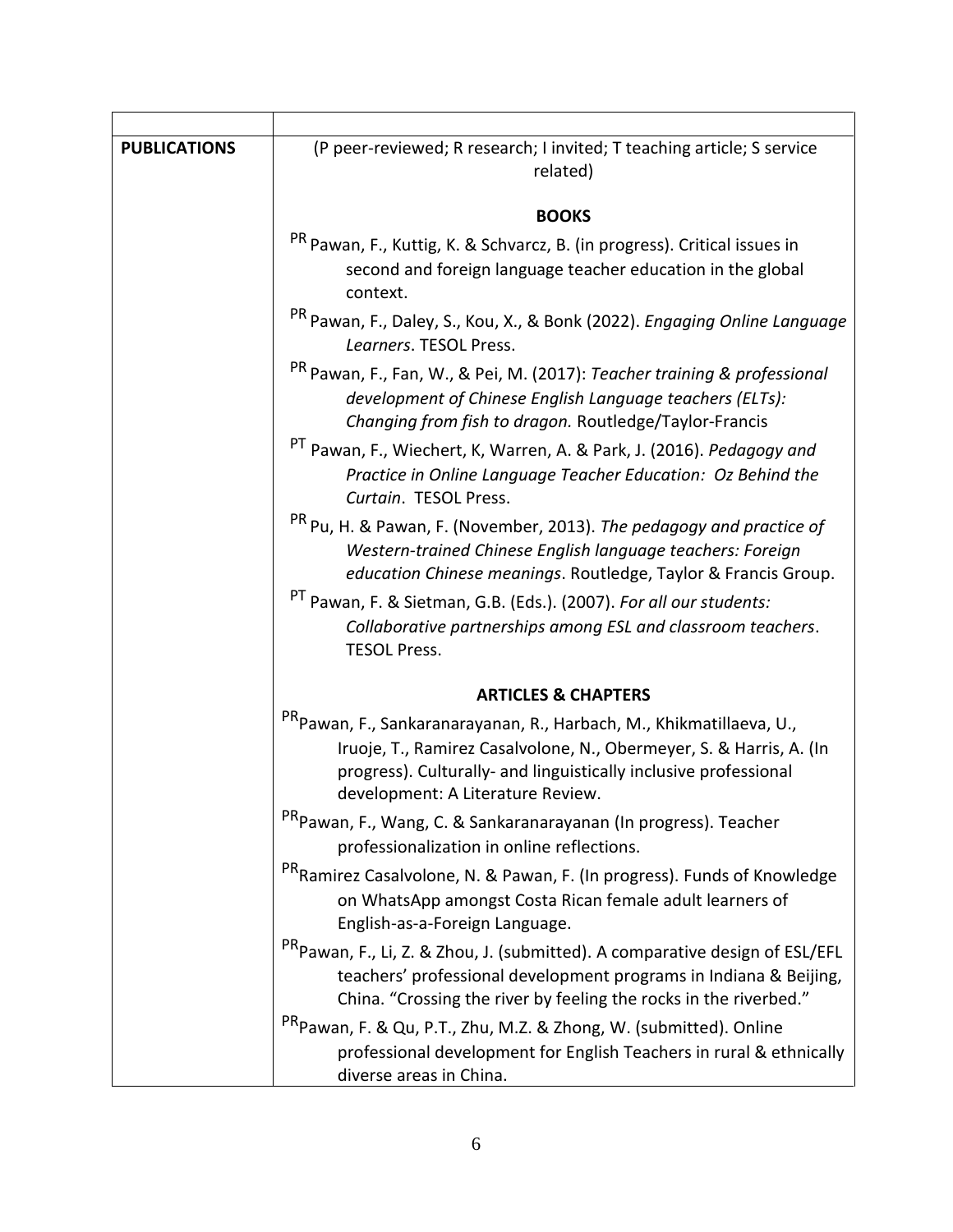**PUBLICATIONS**

(P peer-reviewed; R research; I invited; T teaching article; S service related)

### BOOKS

PR Pawan, F., Kuttig, K. & Schvarcz, B. (in progress). Critical issues in second and foreign language teacher education in the global context.

PR Pawan, F., Daley, S., Kou, X., & Bonk (2022). *Engaging Online Language Learners*. TESOL Press.

PR Pawan, F., Fan, W., & Pei, M. (2017): *Teacher training & professional development of Chinese English Language teachers (ELTs): Changing from fish to dragon.* Routledge/Taylor-Francis

PT Pawan, F., Wiechert, K, Warren, A. & Park, J. (2016). *Pedagogy and Practice in Online Language Teacher Education: Oz Behind the Curtain*. TESOL Press.

PR Pu, H. & Pawan, F. (November, 2013). *The pedagogy and practice of Western-trained Chinese English language teachers: Foreign education Chinese meanings*. Routledge, Taylor & Francis Group.

PT Pawan, F. & Sietman, G.B. (Eds.). (2007). *For all our students: Collaborative partnerships among ESL and classroom teachers*. TESOL Press.

### ARTICLES & CHAPTERS

PR Pawan, F., Sankaranarayanan, R., Harbach, M., Khikmatillaeva, U., Iruoje, T., Ramirez Casalvolone, N., Obermeyer, S. & Harris, A. (In progress). Culturally- and linguistically inclusive professional development: A Literature Review.

PR Pawan, F., Wang, C. & Sankaranarayanan (In progress). Teacher professionalization in online reflections.

PR Ramirez Casalvolone, N. & Pawan, F. (In progress). Funds of Knowledge on WhatsApp amongst Costa Rican female adult learners of English-as-a-Foreign Language.

PR Pawan, F., Li, Z. & Zhou, J. (submitted). A comparative design of ESL/EFL teachers' professional development programs in Indiana & Beijing, China. "Crossing the river by feeling the rocks in the riverbed."

PR Pawan, F. & Qu, P.T., Zhu, M.Z. & Zhong, W. (submitted). Online professional development for English Teachers in rural & ethnically diverse areas in China.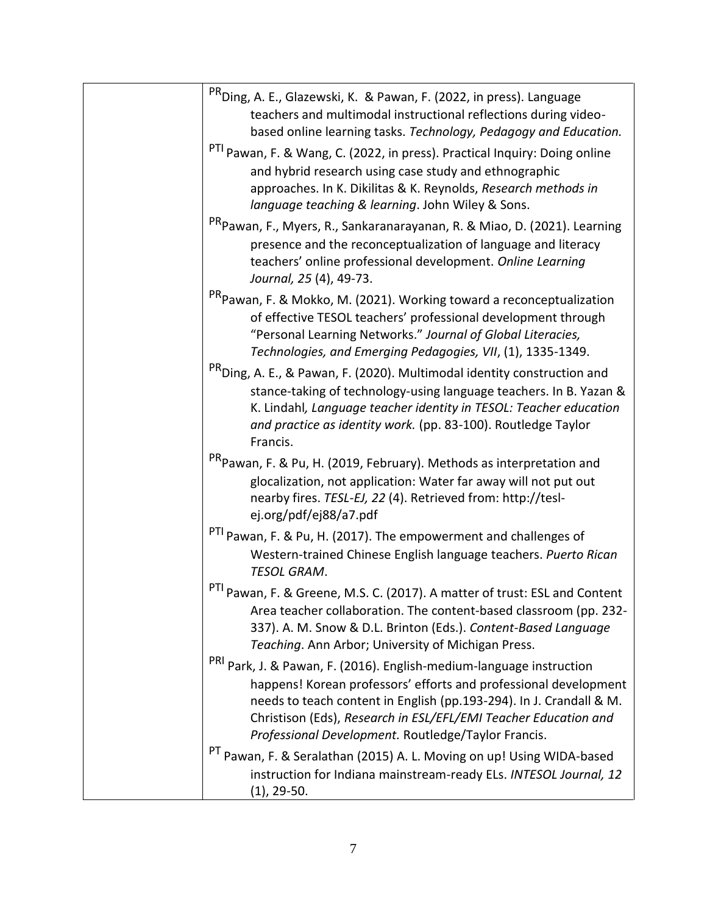| | |
|---|---|
| | [PR]Ding, A. E., Glazewski, K. & Pawan, F. (2022, in press). Language teachers and multimodal instructional reflections during video-based online learning tasks. *Technology, Pedagogy and Education.* |
| | [PTI] Pawan, F. & Wang, C. (2022, in press). Practical Inquiry: Doing online and hybrid research using case study and ethnographic approaches. In K. Dikilitas & K. Reynolds, *Research methods in language teaching & learning*. John Wiley & Sons. |
| | [PR]Pawan, F., Myers, R., Sankaranarayanan, R. & Miao, D. (2021). Learning presence and the reconceptualization of language and literacy teachers' online professional development. *Online Learning Journal, 25* (4), 49-73. |
| | [PR]Pawan, F. & Mokko, M. (2021). Working toward a reconceptualization of effective TESOL teachers' professional development through "Personal Learning Networks." *Journal of Global Literacies, Technologies, and Emerging Pedagogies, VII*, (1), 1335-1349. |
| | [PR]Ding, A. E., & Pawan, F. (2020). Multimodal identity construction and stance-taking of technology-using language teachers. In B. Yazan & K. Lindahl*, Language teacher identity in TESOL: Teacher education and practice as identity work.* (pp. 83-100). Routledge Taylor Francis. |
| | [PR]Pawan, F. & Pu, H. (2019, February). Methods as interpretation and glocalization, not application: Water far away will not put out nearby fires. *TESL-EJ, 22* (4). Retrieved from: http://tesl-ej.org/pdf/ej88/a7.pdf |
| | [PTI] Pawan, F. & Pu, H. (2017). The empowerment and challenges of Western-trained Chinese English language teachers. *Puerto Rican TESOL GRAM*. |
| | [PTI] Pawan, F. & Greene, M.S. C. (2017). A matter of trust: ESL and Content Area teacher collaboration. The content-based classroom (pp. 232-337). A. M. Snow & D.L. Brinton (Eds.). *Content-Based Language Teaching*. Ann Arbor; University of Michigan Press. |
| | [PRI] Park, J. & Pawan, F. (2016). English-medium-language instruction happens! Korean professors' efforts and professional development needs to teach content in English (pp.193-294). In J. Crandall & M. Christison (Eds), *Research in ESL/EFL/EMI Teacher Education and Professional Development.* Routledge/Taylor Francis. |
| | [PT] Pawan, F. & Seralathan (2015) A. L. Moving on up! Using WIDA-based instruction for Indiana mainstream-ready ELs. *INTESOL Journal, 12* (1), 29-50. |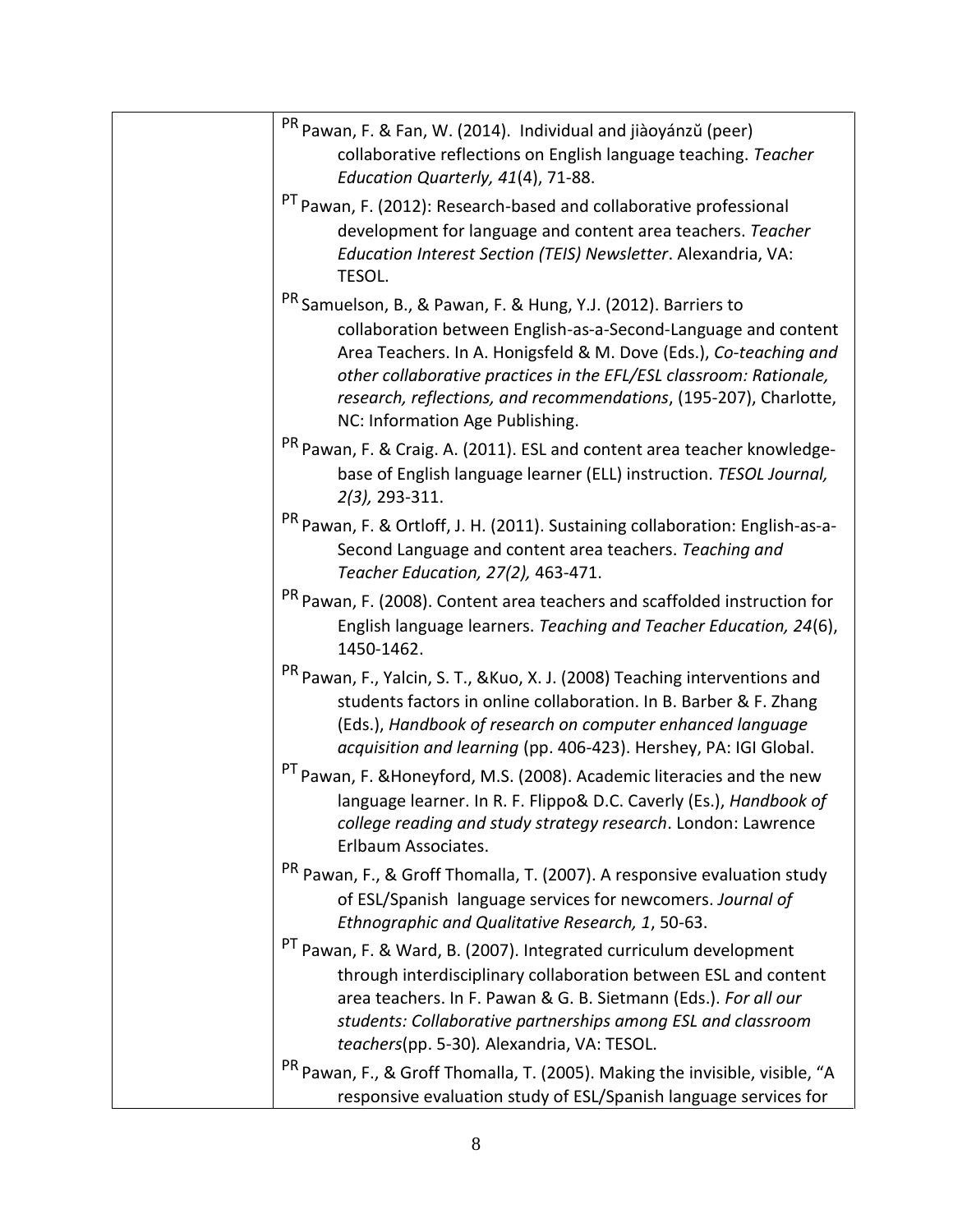| | |
|---|---|
| | [PR] Pawan, F. & Fan, W. (2014). Individual and jiàoyánzǔ (peer) collaborative reflections on English language teaching. *Teacher Education Quarterly, 41*(4), 71-88. |
| | [PT] Pawan, F. (2012): Research-based and collaborative professional development for language and content area teachers. *Teacher Education Interest Section (TEIS) Newsletter*. Alexandria, VA: TESOL. |
| | [PR] Samuelson, B., & Pawan, F. & Hung, Y.J. (2012). Barriers to collaboration between English-as-a-Second-Language and content Area Teachers. In A. Honigsfeld & M. Dove (Eds.), *Co-teaching and other collaborative practices in the EFL/ESL classroom: Rationale, research, reflections, and recommendations*, (195-207), Charlotte, NC: Information Age Publishing. |
| | [PR] Pawan, F. & Craig. A. (2011). ESL and content area teacher knowledge-base of English language learner (ELL) instruction. *TESOL Journal, 2(3),* 293-311. |
| | [PR] Pawan, F. & Ortloff, J. H. (2011). Sustaining collaboration: English-as-a-Second Language and content area teachers. *Teaching and Teacher Education, 27(2),* 463-471. |
| | [PR] Pawan, F. (2008). Content area teachers and scaffolded instruction for English language learners. *Teaching and Teacher Education, 24*(6), 1450-1462. |
| | [PR] Pawan, F., Yalcin, S. T., &Kuo, X. J. (2008) Teaching interventions and students factors in online collaboration. In B. Barber & F. Zhang (Eds.), *Handbook of research on computer enhanced language acquisition and learning* (pp. 406-423). Hershey, PA: IGI Global. |
| | [PT] Pawan, F. &Honeyford, M.S. (2008). Academic literacies and the new language learner. In R. F. Flippo& D.C. Caverly (Es.), *Handbook of college reading and study strategy research*. London: Lawrence Erlbaum Associates. |
| | [PR] Pawan, F., & Groff Thomalla, T. (2007). A responsive evaluation study of ESL/Spanish language services for newcomers. *Journal of Ethnographic and Qualitative Research, 1*, 50-63. |
| | [PT] Pawan, F. & Ward, B. (2007). Integrated curriculum development through interdisciplinary collaboration between ESL and content area teachers. In F. Pawan & G. B. Sietmann (Eds.). *For all our students: Collaborative partnerships among ESL and classroom teachers*(pp. 5-30)*.* Alexandria, VA: TESOL. |
| | [PR] Pawan, F., & Groff Thomalla, T. (2005). Making the invisible, visible, "A responsive evaluation study of ESL/Spanish language services for |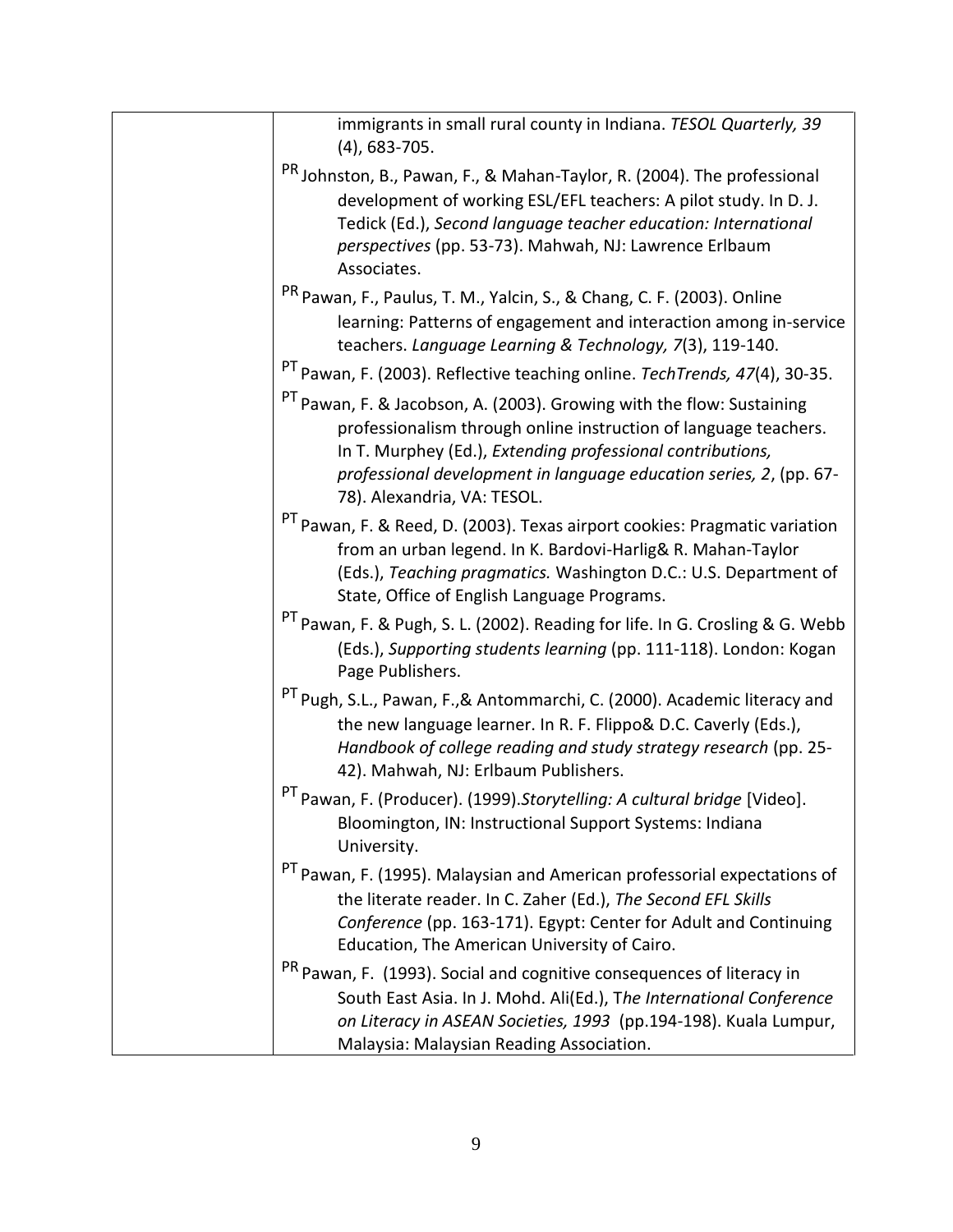| | immigrants in small rural county in Indiana. *TESOL Quarterly, 39* (4), 683-705.<br>[PR] Johnston, B., Pawan, F., & Mahan-Taylor, R. (2004). The professional development of working ESL/EFL teachers: A pilot study. In D. J. Tedick (Ed.), *Second language teacher education: International perspectives* (pp. 53-73). Mahwah, NJ: Lawrence Erlbaum Associates.<br>[PR] Pawan, F., Paulus, T. M., Yalcin, S., & Chang, C. F. (2003). Online learning: Patterns of engagement and interaction among in-service teachers. *Language Learning & Technology, 7*(3), 119-140.<br>[PT] Pawan, F. (2003). Reflective teaching online. *TechTrends, 47*(4), 30-35.<br>[PT] Pawan, F. & Jacobson, A. (2003). Growing with the flow: Sustaining professionalism through online instruction of language teachers. In T. Murphey (Ed.), *Extending professional contributions, professional development in language education series, 2*, (pp. 67-78). Alexandria, VA: TESOL.<br>[PT] Pawan, F. & Reed, D. (2003). Texas airport cookies: Pragmatic variation from an urban legend. In K. Bardovi-Harlig& R. Mahan-Taylor (Eds.), *Teaching pragmatics.* Washington D.C.: U.S. Department of State, Office of English Language Programs.<br>[PT] Pawan, F. & Pugh, S. L. (2002). Reading for life. In G. Crosling & G. Webb (Eds.), *Supporting students learning* (pp. 111-118). London: Kogan Page Publishers.<br>[PT] Pugh, S.L., Pawan, F.,& Antommarchi, C. (2000). Academic literacy and the new language learner. In R. F. Flippo& D.C. Caverly (Eds.), *Handbook of college reading and study strategy research* (pp. 25-42). Mahwah, NJ: Erlbaum Publishers.<br>[PT] Pawan, F. (Producer). (1999).*Storytelling: A cultural bridge* [Video]. Bloomington, IN: Instructional Support Systems: Indiana University.<br>[PT] Pawan, F. (1995). Malaysian and American professorial expectations of the literate reader. In C. Zaher (Ed.), *The Second EFL Skills Conference* (pp. 163-171). Egypt: Center for Adult and Continuing Education, The American University of Cairo.<br>[PR] Pawan, F. (1993). Social and cognitive consequences of literacy in South East Asia. In J. Mohd. Ali(Ed.), T*he International Conference on Literacy in ASEAN Societies, 1993* (pp.194-198). Kuala Lumpur, Malaysia: Malaysian Reading Association. |
|---|---|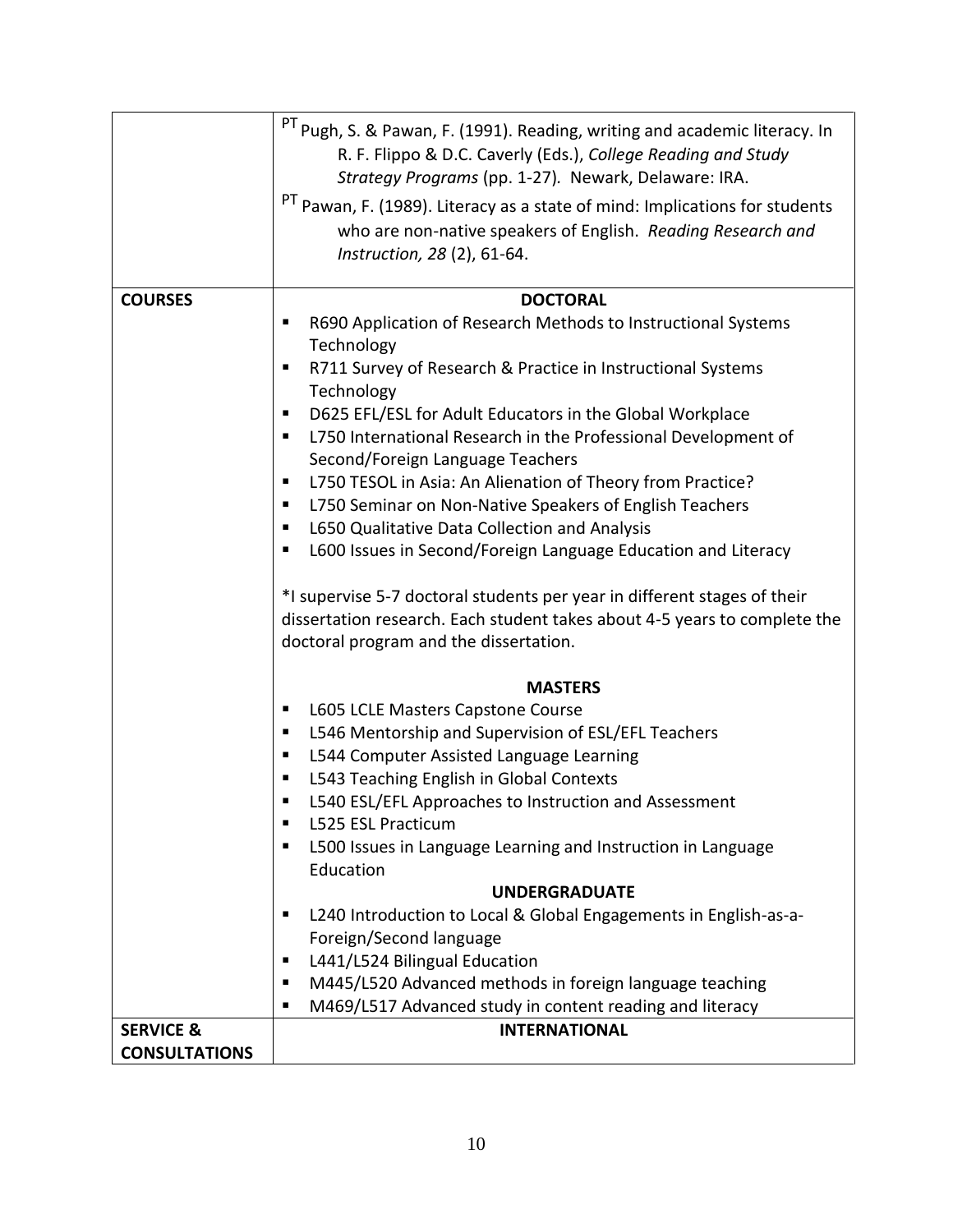| | |
|---|---|
| | [PT] Pugh, S. & Pawan, F. (1991). Reading, writing and academic literacy. In R. F. Flippo & D.C. Caverly (Eds.), *College Reading and Study Strategy Programs* (pp. 1-27). Newark, Delaware: IRA.<br><br>[PT] Pawan, F. (1989). Literacy as a state of mind: Implications for students who are non-native speakers of English. *Reading Research and Instruction, 28* (2), 61-64. |
| **COURSES** | **DOCTORAL**<br>▪ R690 Application of Research Methods to Instructional Systems Technology<br>▪ R711 Survey of Research & Practice in Instructional Systems Technology<br>▪ D625 EFL/ESL for Adult Educators in the Global Workplace<br>▪ L750 International Research in the Professional Development of Second/Foreign Language Teachers<br>▪ L750 TESOL in Asia: An Alienation of Theory from Practice?<br>▪ L750 Seminar on Non-Native Speakers of English Teachers<br>▪ L650 Qualitative Data Collection and Analysis<br>▪ L600 Issues in Second/Foreign Language Education and Literacy<br><br>*I supervise 5-7 doctoral students per year in different stages of their dissertation research. Each student takes about 4-5 years to complete the doctoral program and the dissertation.<br><br>**MASTERS**<br>▪ L605 LCLE Masters Capstone Course<br>▪ L546 Mentorship and Supervision of ESL/EFL Teachers<br>▪ L544 Computer Assisted Language Learning<br>▪ L543 Teaching English in Global Contexts<br>▪ L540 ESL/EFL Approaches to Instruction and Assessment<br>▪ L525 ESL Practicum<br>▪ L500 Issues in Language Learning and Instruction in Language Education<br>**UNDERGRADUATE**<br>▪ L240 Introduction to Local & Global Engagements in English-as-a-Foreign/Second language<br>▪ L441/L524 Bilingual Education<br>▪ M445/L520 Advanced methods in foreign language teaching<br>▪ M469/L517 Advanced study in content reading and literacy |
| **SERVICE & CONSULTATIONS** | **INTERNATIONAL** |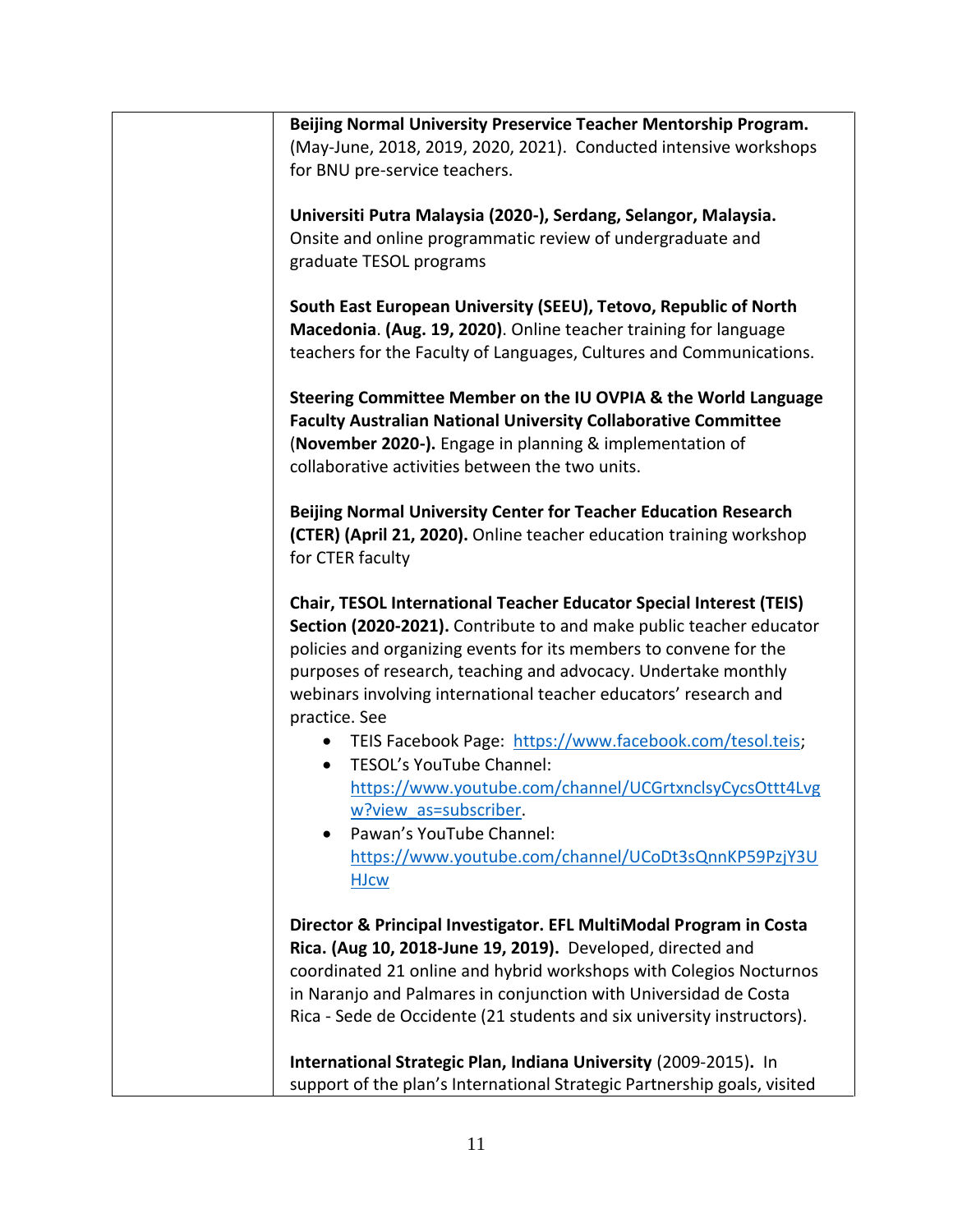**Beijing Normal University Preservice Teacher Mentorship Program.** (May-June, 2018, 2019, 2020, 2021). Conducted intensive workshops for BNU pre-service teachers.

**Universiti Putra Malaysia (2020-), Serdang, Selangor, Malaysia.** Onsite and online programmatic review of undergraduate and graduate TESOL programs

**South East European University (SEEU), Tetovo, Republic of North Macedonia**. **(Aug. 19, 2020)**. Online teacher training for language teachers for the Faculty of Languages, Cultures and Communications.

**Steering Committee Member on the IU OVPIA & the World Language Faculty Australian National University Collaborative Committee** (**November 2020-).** Engage in planning & implementation of collaborative activities between the two units.

**Beijing Normal University Center for Teacher Education Research (CTER) (April 21, 2020).** Online teacher education training workshop for CTER faculty

**Chair, TESOL International Teacher Educator Special Interest (TEIS) Section (2020-2021).** Contribute to and make public teacher educator policies and organizing events for its members to convene for the purposes of research, teaching and advocacy. Undertake monthly webinars involving international teacher educators' research and practice. See

- TEIS Facebook Page: https://www.facebook.com/tesol.teis;
- TESOL's YouTube Channel: https://www.youtube.com/channel/UCGrtxnclsyCycsOttt4Lvgw?view_as=subscriber.
- Pawan's YouTube Channel: https://www.youtube.com/channel/UCoDt3sQnnKP59PzjY3UHJcw

**Director & Principal Investigator. EFL MultiModal Program in Costa Rica. (Aug 10, 2018-June 19, 2019).** Developed, directed and coordinated 21 online and hybrid workshops with Colegios Nocturnos in Naranjo and Palmares in conjunction with Universidad de Costa Rica - Sede de Occidente (21 students and six university instructors).

**International Strategic Plan, Indiana University** (2009-2015)**.** In support of the plan's International Strategic Partnership goals, visited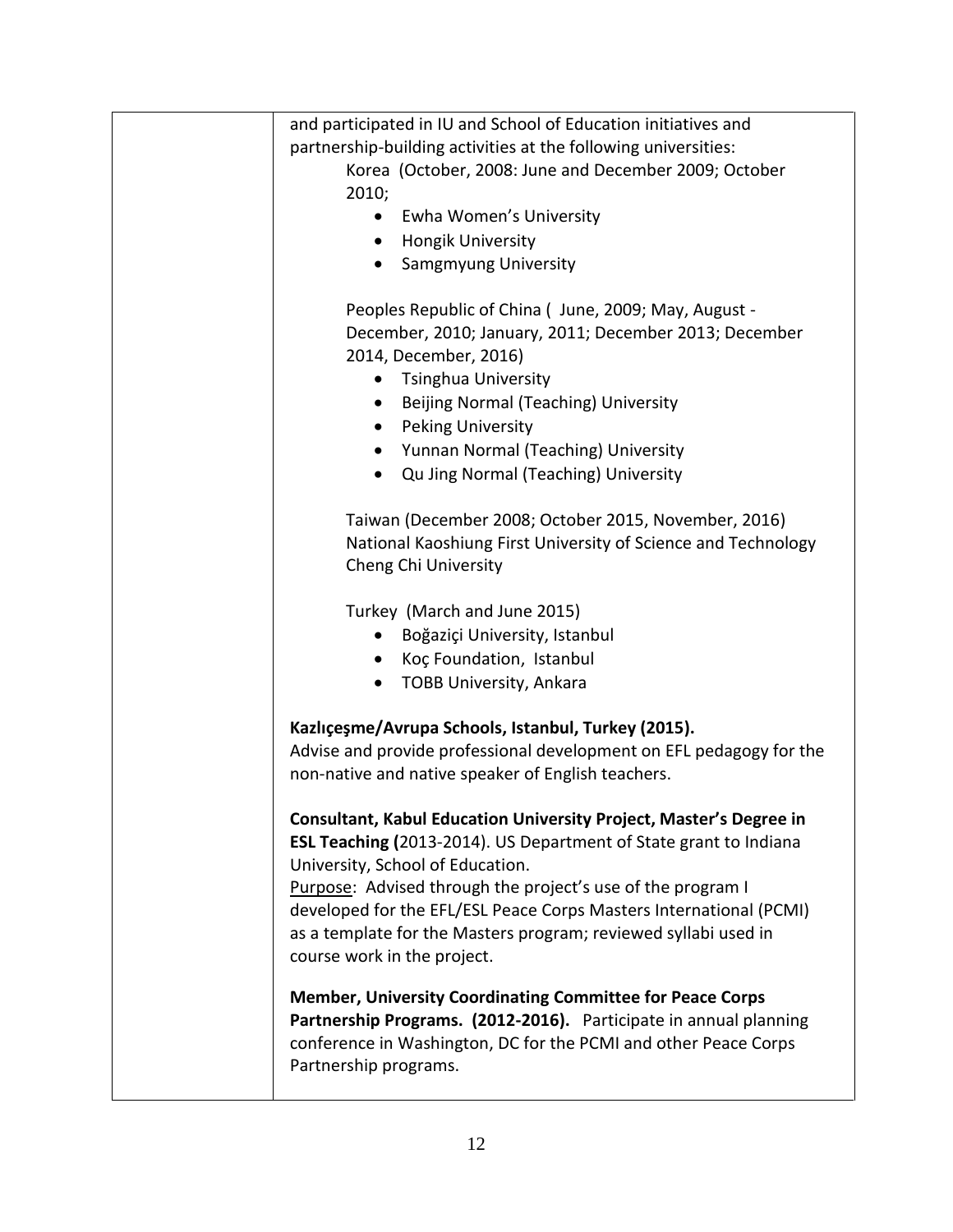and participated in IU and School of Education initiatives and partnership-building activities at the following universities:

Korea (October, 2008: June and December 2009; October 2010;

- Ewha Women's University
- Hongik University
- Samgmyung University

Peoples Republic of China ( June, 2009; May, August - December, 2010; January, 2011; December 2013; December 2014, December, 2016)

- Tsinghua University
- Beijing Normal (Teaching) University
- Peking University
- Yunnan Normal (Teaching) University
- Qu Jing Normal (Teaching) University

Taiwan (December 2008; October 2015, November, 2016)
National Kaoshiung First University of Science and Technology
Cheng Chi University

Turkey (March and June 2015)

- Boğaziçi University, Istanbul
- Koç Foundation, Istanbul
- TOBB University, Ankara

**Kazlıçeşme/Avrupa Schools, Istanbul, Turkey (2015).**
Advise and provide professional development on EFL pedagogy for the non-native and native speaker of English teachers.

**Consultant, Kabul Education University Project, Master's Degree in ESL Teaching (**2013-2014). US Department of State grant to Indiana University, School of Education.
Purpose: Advised through the project's use of the program I developed for the EFL/ESL Peace Corps Masters International (PCMI) as a template for the Masters program; reviewed syllabi used in course work in the project.

**Member, University Coordinating Committee for Peace Corps Partnership Programs. (2012-2016).** Participate in annual planning conference in Washington, DC for the PCMI and other Peace Corps Partnership programs.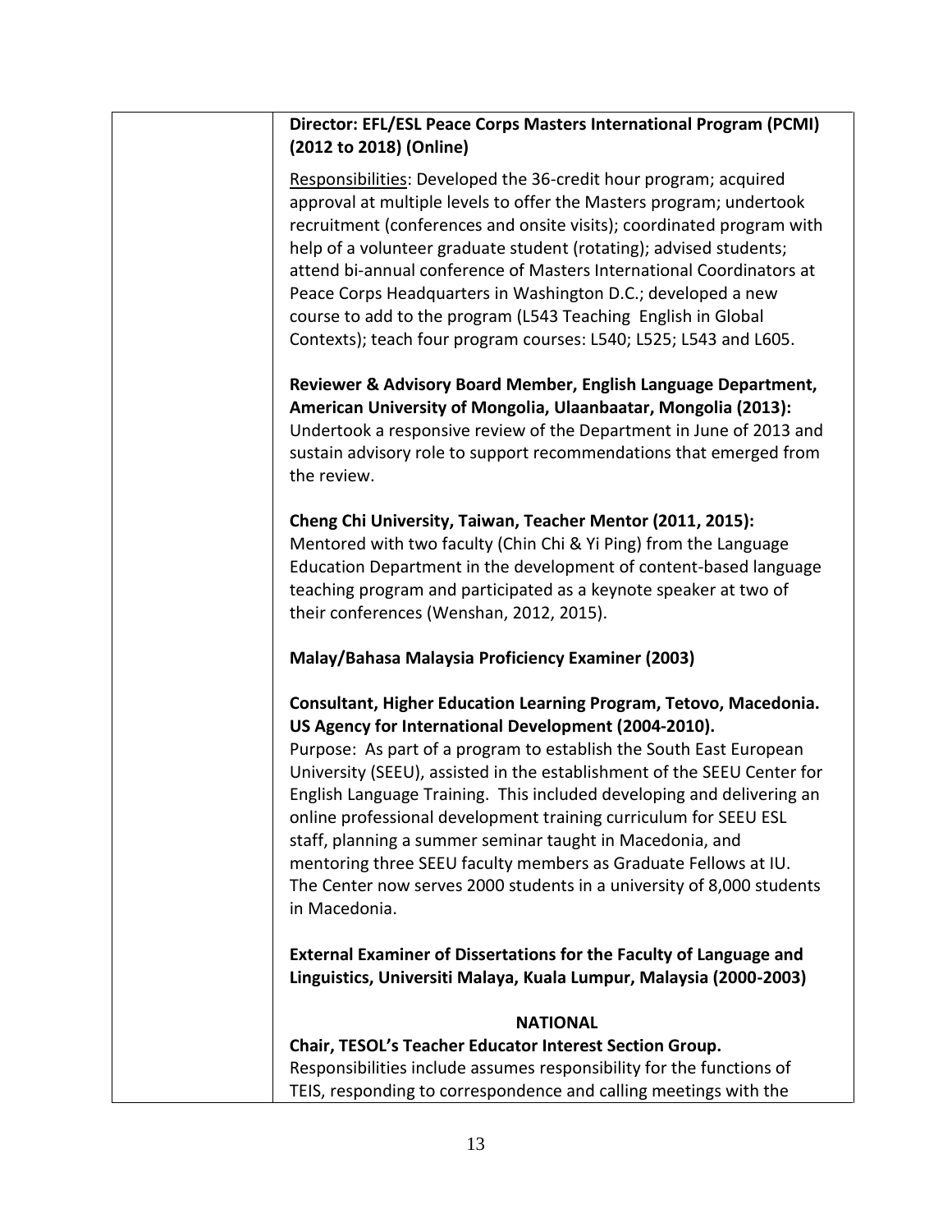**Director: EFL/ESL Peace Corps Masters International Program (PCMI) (2012 to 2018) (Online)**

Responsibilities: Developed the 36-credit hour program; acquired approval at multiple levels to offer the Masters program; undertook recruitment (conferences and onsite visits); coordinated program with help of a volunteer graduate student (rotating); advised students; attend bi-annual conference of Masters International Coordinators at Peace Corps Headquarters in Washington D.C.; developed a new course to add to the program (L543 Teaching English in Global Contexts); teach four program courses: L540; L525; L543 and L605.

**Reviewer & Advisory Board Member, English Language Department, American University of Mongolia, Ulaanbaatar, Mongolia (2013):** Undertook a responsive review of the Department in June of 2013 and sustain advisory role to support recommendations that emerged from the review.

**Cheng Chi University, Taiwan, Teacher Mentor (2011, 2015):** Mentored with two faculty (Chin Chi & Yi Ping) from the Language Education Department in the development of content-based language teaching program and participated as a keynote speaker at two of their conferences (Wenshan, 2012, 2015).

**Malay/Bahasa Malaysia Proficiency Examiner (2003)**

**Consultant, Higher Education Learning Program, Tetovo, Macedonia. US Agency for International Development (2004-2010).**
Purpose: As part of a program to establish the South East European University (SEEU), assisted in the establishment of the SEEU Center for English Language Training. This included developing and delivering an online professional development training curriculum for SEEU ESL staff, planning a summer seminar taught in Macedonia, and mentoring three SEEU faculty members as Graduate Fellows at IU. The Center now serves 2000 students in a university of 8,000 students in Macedonia.

**External Examiner of Dissertations for the Faculty of Language and Linguistics, Universiti Malaya, Kuala Lumpur, Malaysia (2000-2003)**

**NATIONAL**

**Chair, TESOL's Teacher Educator Interest Section Group.**
Responsibilities include assumes responsibility for the functions of TEIS, responding to correspondence and calling meetings with the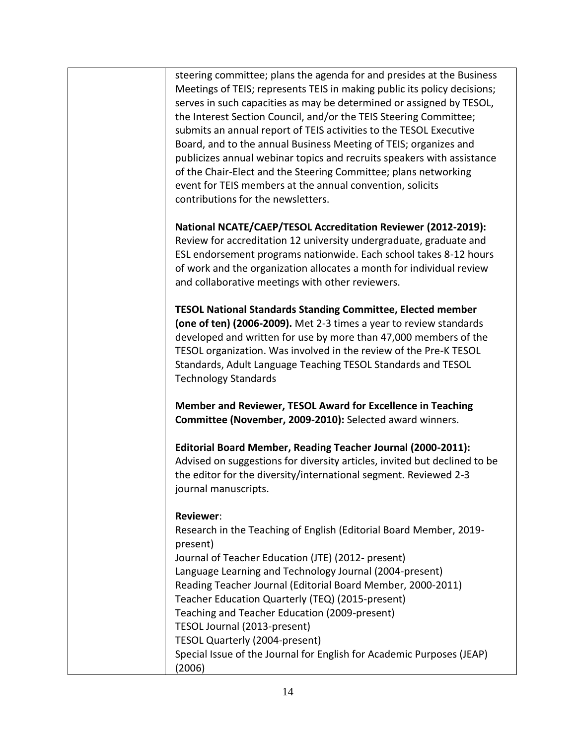steering committee; plans the agenda for and presides at the Business Meetings of TEIS; represents TEIS in making public its policy decisions; serves in such capacities as may be determined or assigned by TESOL, the Interest Section Council, and/or the TEIS Steering Committee; submits an annual report of TEIS activities to the TESOL Executive Board, and to the annual Business Meeting of TEIS; organizes and publicizes annual webinar topics and recruits speakers with assistance of the Chair-Elect and the Steering Committee; plans networking event for TEIS members at the annual convention, solicits contributions for the newsletters.

**National NCATE/CAEP/TESOL Accreditation Reviewer (2012-2019):** Review for accreditation 12 university undergraduate, graduate and ESL endorsement programs nationwide. Each school takes 8-12 hours of work and the organization allocates a month for individual review and collaborative meetings with other reviewers.

**TESOL National Standards Standing Committee, Elected member (one of ten) (2006-2009).** Met 2-3 times a year to review standards developed and written for use by more than 47,000 members of the TESOL organization. Was involved in the review of the Pre-K TESOL Standards, Adult Language Teaching TESOL Standards and TESOL Technology Standards

**Member and Reviewer, TESOL Award for Excellence in Teaching Committee (November, 2009-2010):** Selected award winners.

**Editorial Board Member, Reading Teacher Journal (2000-2011):** Advised on suggestions for diversity articles, invited but declined to be the editor for the diversity/international segment. Reviewed 2-3 journal manuscripts.

**Reviewer**:
Research in the Teaching of English (Editorial Board Member, 2019-present)
Journal of Teacher Education (JTE) (2012- present)
Language Learning and Technology Journal (2004-present)
Reading Teacher Journal (Editorial Board Member, 2000-2011)
Teacher Education Quarterly (TEQ) (2015-present)
Teaching and Teacher Education (2009-present)
TESOL Journal (2013-present)
TESOL Quarterly (2004-present)
Special Issue of the Journal for English for Academic Purposes (JEAP) (2006)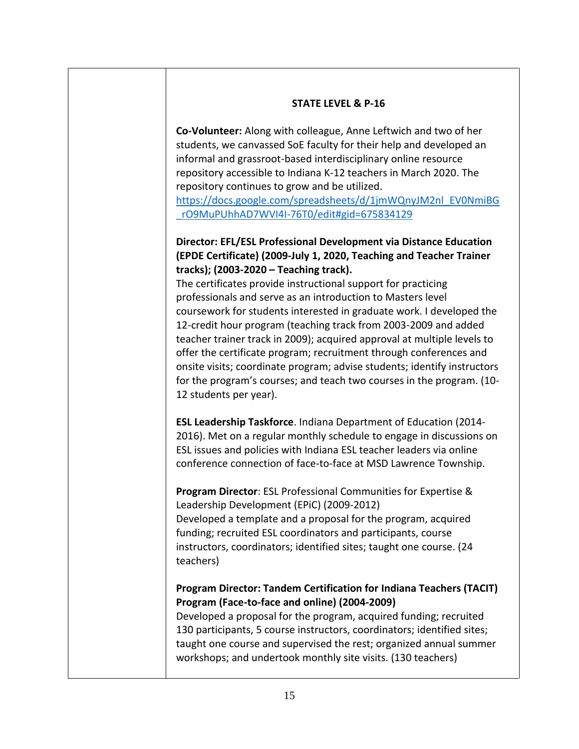## STATE LEVEL & P-16

**Co-Volunteer:** Along with colleague, Anne Leftwich and two of her students, we canvassed SoE faculty for their help and developed an informal and grassroot-based interdisciplinary online resource repository accessible to Indiana K-12 teachers in March 2020. The repository continues to grow and be utilized. https://docs.google.com/spreadsheets/d/1jmWQnyJM2nl_EV0NmiBG_rO9MuPUhhAD7WVI4I-76T0/edit#gid=675834129

**Director: EFL/ESL Professional Development via Distance Education (EPDE Certificate) (2009-July 1, 2020, Teaching and Teacher Trainer tracks); (2003-2020 – Teaching track).**
The certificates provide instructional support for practicing professionals and serve as an introduction to Masters level coursework for students interested in graduate work. I developed the 12-credit hour program (teaching track from 2003-2009 and added teacher trainer track in 2009); acquired approval at multiple levels to offer the certificate program; recruitment through conferences and onsite visits; coordinate program; advise students; identify instructors for the program's courses; and teach two courses in the program. (10-12 students per year).

**ESL Leadership Taskforce**. Indiana Department of Education (2014-2016). Met on a regular monthly schedule to engage in discussions on ESL issues and policies with Indiana ESL teacher leaders via online conference connection of face-to-face at MSD Lawrence Township.

**Program Director**: ESL Professional Communities for Expertise & Leadership Development (EPiC) (2009-2012)
Developed a template and a proposal for the program, acquired funding; recruited ESL coordinators and participants, course instructors, coordinators; identified sites; taught one course. (24 teachers)

**Program Director: Tandem Certification for Indiana Teachers (TACIT) Program (Face-to-face and online) (2004-2009)**
Developed a proposal for the program, acquired funding; recruited 130 participants, 5 course instructors, coordinators; identified sites; taught one course and supervised the rest; organized annual summer workshops; and undertook monthly site visits. (130 teachers)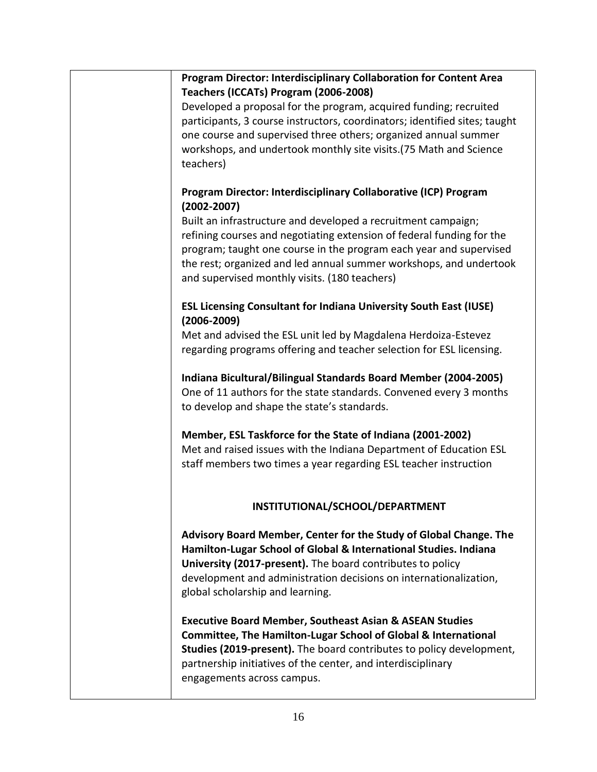**Program Director: Interdisciplinary Collaboration for Content Area Teachers (ICCATs) Program (2006-2008)**
Developed a proposal for the program, acquired funding; recruited participants, 3 course instructors, coordinators; identified sites; taught one course and supervised three others; organized annual summer workshops, and undertook monthly site visits.(75 Math and Science teachers)

**Program Director: Interdisciplinary Collaborative (ICP) Program (2002-2007)**
Built an infrastructure and developed a recruitment campaign; refining courses and negotiating extension of federal funding for the program; taught one course in the program each year and supervised the rest; organized and led annual summer workshops, and undertook and supervised monthly visits. (180 teachers)

**ESL Licensing Consultant for Indiana University South East (IUSE) (2006-2009)**
Met and advised the ESL unit led by Magdalena Herdoiza-Estevez regarding programs offering and teacher selection for ESL licensing.

**Indiana Bicultural/Bilingual Standards Board Member (2004-2005)**
One of 11 authors for the state standards. Convened every 3 months to develop and shape the state's standards.

**Member, ESL Taskforce for the State of Indiana (2001-2002)**
Met and raised issues with the Indiana Department of Education ESL staff members two times a year regarding ESL teacher instruction

## INSTITUTIONAL/SCHOOL/DEPARTMENT

**Advisory Board Member, Center for the Study of Global Change. The Hamilton-Lugar School of Global & International Studies. Indiana University (2017-present).** The board contributes to policy development and administration decisions on internationalization, global scholarship and learning.

**Executive Board Member, Southeast Asian & ASEAN Studies Committee, The Hamilton-Lugar School of Global & International Studies (2019-present).** The board contributes to policy development, partnership initiatives of the center, and interdisciplinary engagements across campus.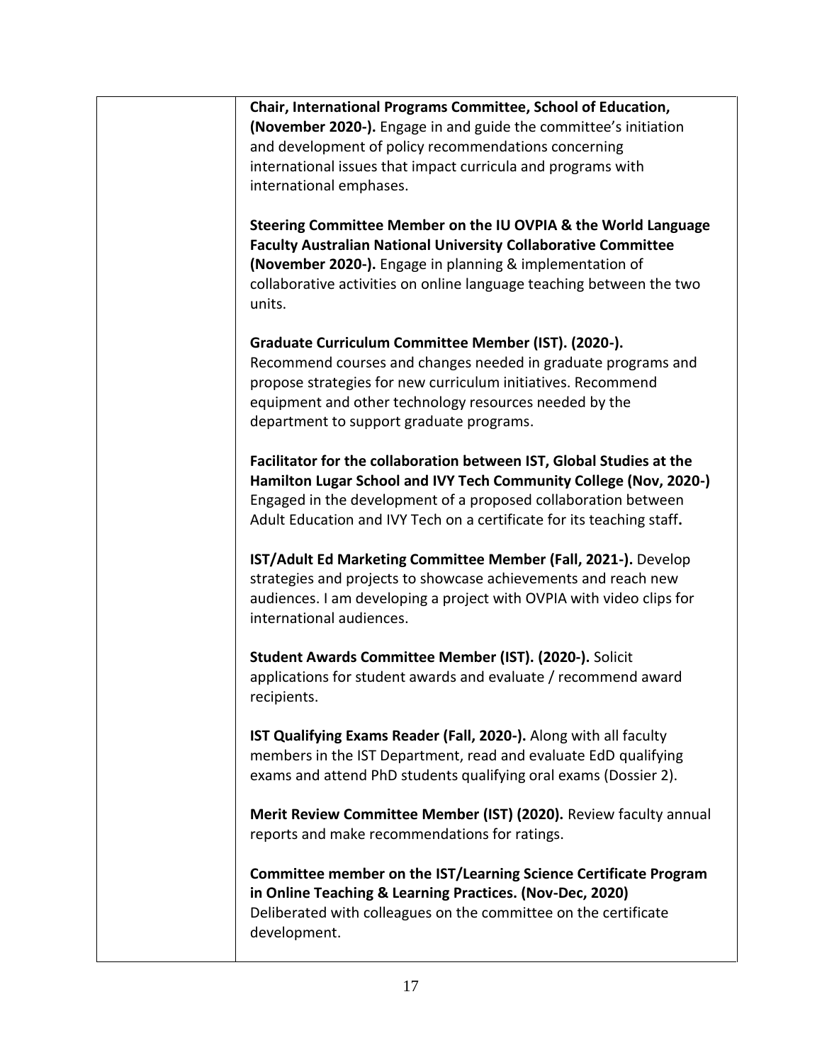**Chair, International Programs Committee, School of Education, (November 2020-).** Engage in and guide the committee's initiation and development of policy recommendations concerning international issues that impact curricula and programs with international emphases.

**Steering Committee Member on the IU OVPIA & the World Language Faculty Australian National University Collaborative Committee (November 2020-).** Engage in planning & implementation of collaborative activities on online language teaching between the two units.

**Graduate Curriculum Committee Member (IST). (2020-).** Recommend courses and changes needed in graduate programs and propose strategies for new curriculum initiatives. Recommend equipment and other technology resources needed by the department to support graduate programs.

**Facilitator for the collaboration between IST, Global Studies at the Hamilton Lugar School and IVY Tech Community College (Nov, 2020-)** Engaged in the development of a proposed collaboration between Adult Education and IVY Tech on a certificate for its teaching staff**.**

**IST/Adult Ed Marketing Committee Member (Fall, 2021-).** Develop strategies and projects to showcase achievements and reach new audiences. I am developing a project with OVPIA with video clips for international audiences.

**Student Awards Committee Member (IST). (2020-).** Solicit applications for student awards and evaluate / recommend award recipients.

**IST Qualifying Exams Reader (Fall, 2020-).** Along with all faculty members in the IST Department, read and evaluate EdD qualifying exams and attend PhD students qualifying oral exams (Dossier 2).

**Merit Review Committee Member (IST) (2020).** Review faculty annual reports and make recommendations for ratings.

**Committee member on the IST/Learning Science Certificate Program in Online Teaching & Learning Practices. (Nov-Dec, 2020)** Deliberated with colleagues on the committee on the certificate development.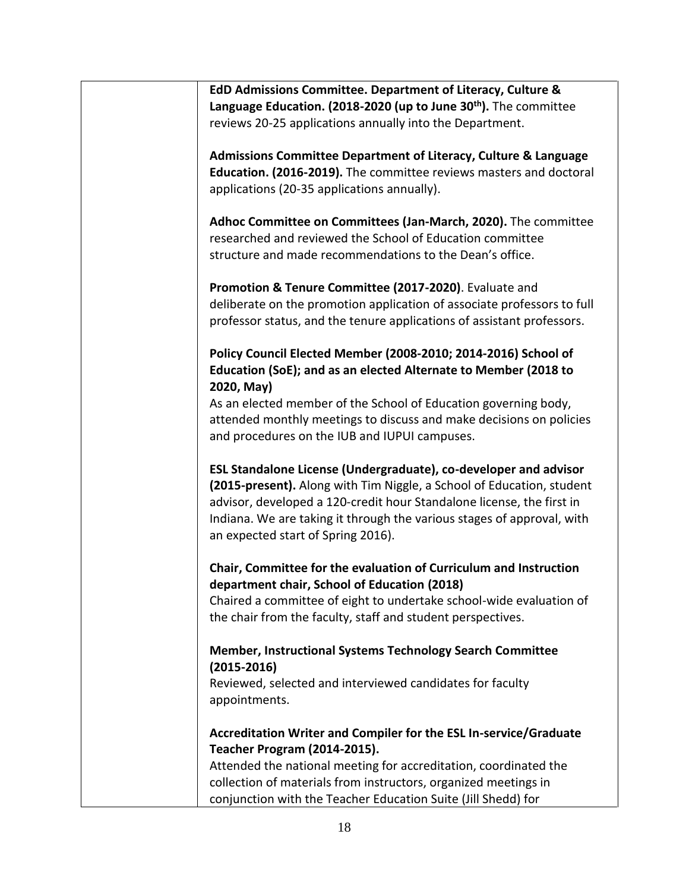**EdD Admissions Committee. Department of Literacy, Culture & Language Education. (2018-2020 (up to June 30th).** The committee reviews 20-25 applications annually into the Department.

**Admissions Committee Department of Literacy, Culture & Language Education. (2016-2019).** The committee reviews masters and doctoral applications (20-35 applications annually).

**Adhoc Committee on Committees (Jan-March, 2020).** The committee researched and reviewed the School of Education committee structure and made recommendations to the Dean's office.

**Promotion & Tenure Committee (2017-2020)**. Evaluate and deliberate on the promotion application of associate professors to full professor status, and the tenure applications of assistant professors.

**Policy Council Elected Member (2008-2010; 2014-2016) School of Education (SoE); and as an elected Alternate to Member (2018 to 2020, May)**
As an elected member of the School of Education governing body, attended monthly meetings to discuss and make decisions on policies and procedures on the IUB and IUPUI campuses.

**ESL Standalone License (Undergraduate), co-developer and advisor (2015-present).** Along with Tim Niggle, a School of Education, student advisor, developed a 120-credit hour Standalone license, the first in Indiana. We are taking it through the various stages of approval, with an expected start of Spring 2016).

**Chair, Committee for the evaluation of Curriculum and Instruction department chair, School of Education (2018)**
Chaired a committee of eight to undertake school-wide evaluation of the chair from the faculty, staff and student perspectives.

**Member, Instructional Systems Technology Search Committee (2015-2016)**
Reviewed, selected and interviewed candidates for faculty appointments.

**Accreditation Writer and Compiler for the ESL In-service/Graduate Teacher Program (2014-2015).**
Attended the national meeting for accreditation, coordinated the collection of materials from instructors, organized meetings in conjunction with the Teacher Education Suite (Jill Shedd) for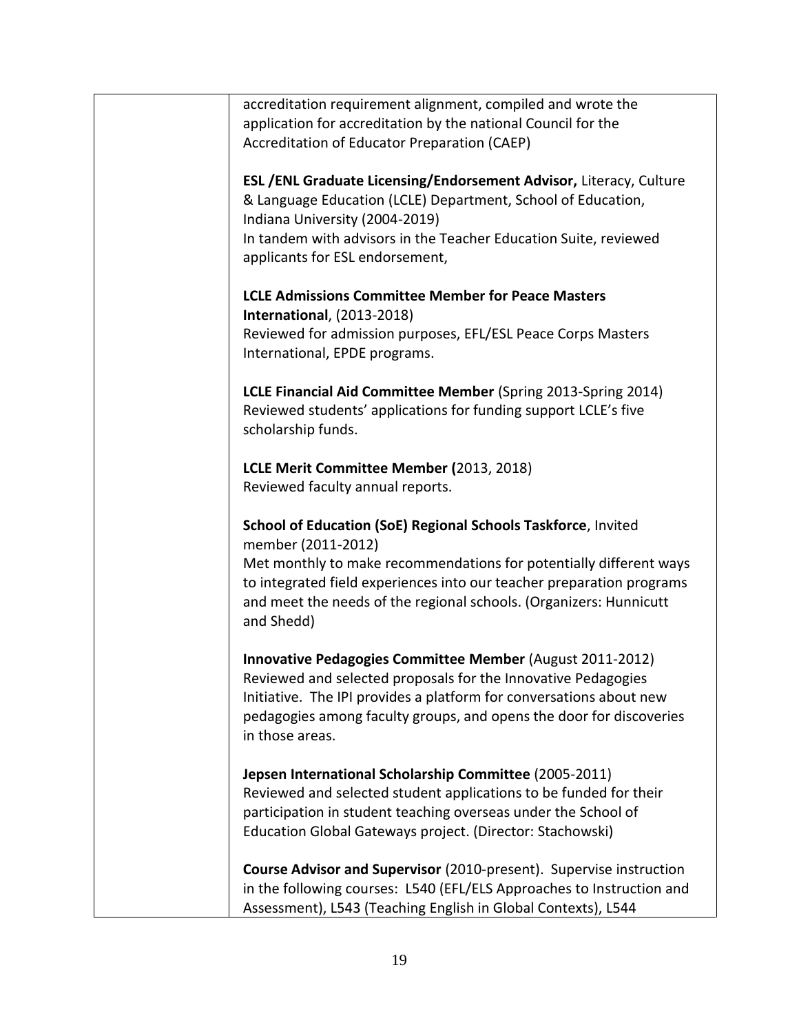accreditation requirement alignment, compiled and wrote the application for accreditation by the national Council for the Accreditation of Educator Preparation (CAEP)

**ESL /ENL Graduate Licensing/Endorsement Advisor,** Literacy, Culture & Language Education (LCLE) Department, School of Education, Indiana University (2004-2019)
In tandem with advisors in the Teacher Education Suite, reviewed applicants for ESL endorsement,

**LCLE Admissions Committee Member for Peace Masters International**, (2013-2018)
Reviewed for admission purposes, EFL/ESL Peace Corps Masters International, EPDE programs.

**LCLE Financial Aid Committee Member** (Spring 2013-Spring 2014)
Reviewed students' applications for funding support LCLE's five scholarship funds.

**LCLE Merit Committee Member (**2013, 2018)
Reviewed faculty annual reports.

**School of Education (SoE) Regional Schools Taskforce**, Invited member (2011-2012)
Met monthly to make recommendations for potentially different ways to integrated field experiences into our teacher preparation programs and meet the needs of the regional schools. (Organizers: Hunnicutt and Shedd)

**Innovative Pedagogies Committee Member** (August 2011-2012)
Reviewed and selected proposals for the Innovative Pedagogies Initiative. The IPI provides a platform for conversations about new pedagogies among faculty groups, and opens the door for discoveries in those areas.

**Jepsen International Scholarship Committee** (2005-2011)
Reviewed and selected student applications to be funded for their participation in student teaching overseas under the School of Education Global Gateways project. (Director: Stachowski)

**Course Advisor and Supervisor** (2010-present). Supervise instruction in the following courses: L540 (EFL/ELS Approaches to Instruction and Assessment), L543 (Teaching English in Global Contexts), L544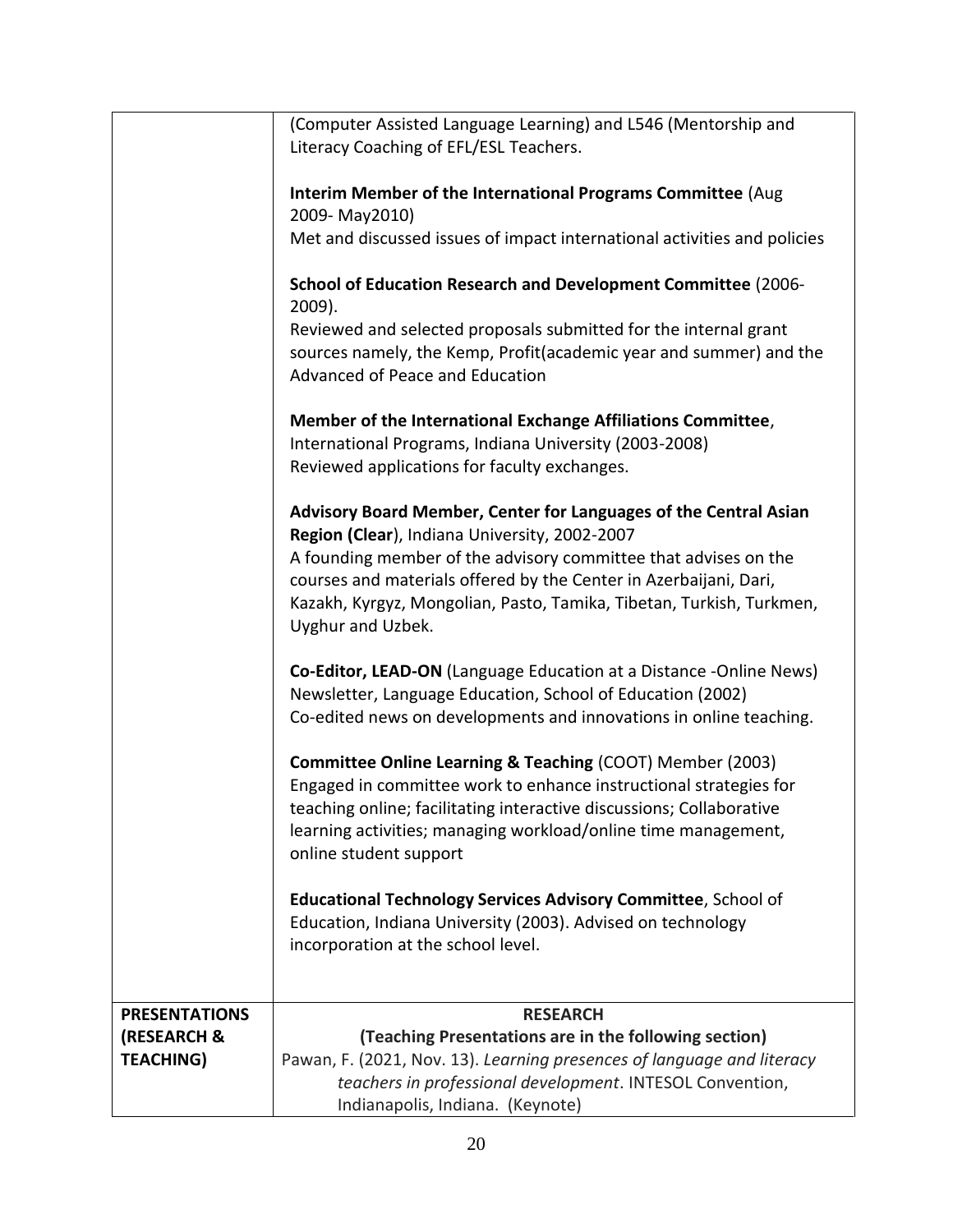| | |
|---|---|
| | (Computer Assisted Language Learning) and L546 (Mentorship and Literacy Coaching of EFL/ESL Teachers.<br><br>**Interim Member of the International Programs Committee** (Aug 2009- May2010)<br>Met and discussed issues of impact international activities and policies<br><br>**School of Education Research and Development Committee** (2006-2009).<br>Reviewed and selected proposals submitted for the internal grant sources namely, the Kemp, Profit(academic year and summer) and the Advanced of Peace and Education<br><br>**Member of the International Exchange Affiliations Committee**, International Programs, Indiana University (2003-2008)<br>Reviewed applications for faculty exchanges.<br><br>**Advisory Board Member, Center for Languages of the Central Asian Region (Clear**), Indiana University, 2002-2007<br>A founding member of the advisory committee that advises on the courses and materials offered by the Center in Azerbaijani, Dari, Kazakh, Kyrgyz, Mongolian, Pasto, Tamika, Tibetan, Turkish, Turkmen, Uyghur and Uzbek.<br><br>**Co-Editor, LEAD-ON** (Language Education at a Distance -Online News) Newsletter, Language Education, School of Education (2002)<br>Co-edited news on developments and innovations in online teaching.<br><br>**Committee Online Learning & Teaching** (COOT) Member (2003)<br>Engaged in committee work to enhance instructional strategies for teaching online; facilitating interactive discussions; Collaborative learning activities; managing workload/online time management, online student support<br><br>**Educational Technology Services Advisory Committee**, School of Education, Indiana University (2003). Advised on technology incorporation at the school level. |
| **PRESENTATIONS (RESEARCH & TEACHING)** | **RESEARCH**<br>**(Teaching Presentations are in the following section)**<br>Pawan, F. (2021, Nov. 13). *Learning presences of language and literacy teachers in professional development*. INTESOL Convention, Indianapolis, Indiana. (Keynote) |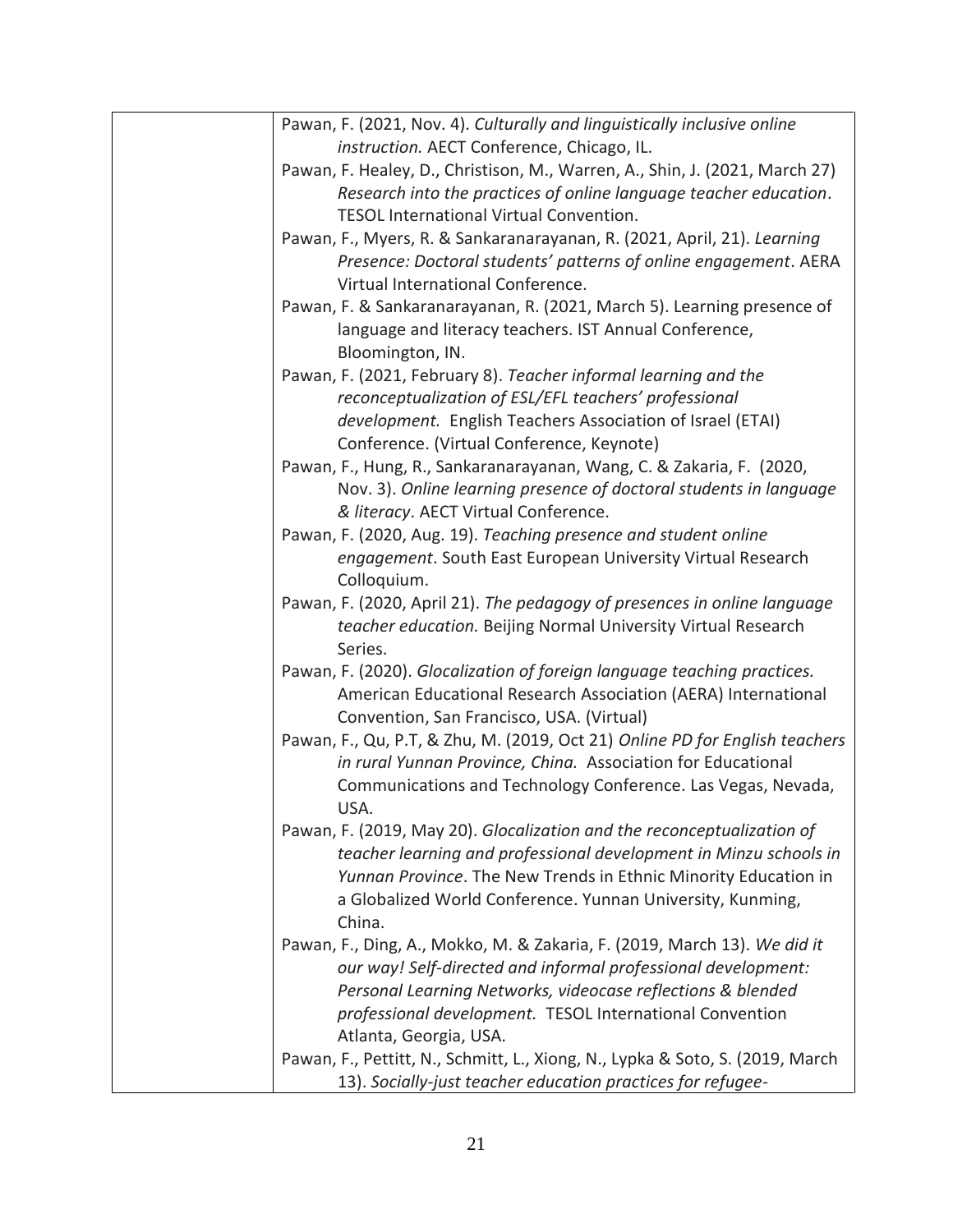Pawan, F. (2021, Nov. 4). *Culturally and linguistically inclusive online instruction.* AECT Conference, Chicago, IL.

Pawan, F. Healey, D., Christison, M., Warren, A., Shin, J. (2021, March 27) *Research into the practices of online language teacher education*. TESOL International Virtual Convention.

Pawan, F., Myers, R. & Sankaranarayanan, R. (2021, April, 21). *Learning Presence: Doctoral students' patterns of online engagement*. AERA Virtual International Conference.

Pawan, F. & Sankaranarayanan, R. (2021, March 5). Learning presence of language and literacy teachers. IST Annual Conference, Bloomington, IN.

Pawan, F. (2021, February 8). *Teacher informal learning and the reconceptualization of ESL/EFL teachers' professional development.* English Teachers Association of Israel (ETAI) Conference. (Virtual Conference, Keynote)

Pawan, F., Hung, R., Sankaranarayanan, Wang, C. & Zakaria, F. (2020, Nov. 3). *Online learning presence of doctoral students in language & literacy*. AECT Virtual Conference.

Pawan, F. (2020, Aug. 19). *Teaching presence and student online engagement*. South East European University Virtual Research Colloquium.

Pawan, F. (2020, April 21). *The pedagogy of presences in online language teacher education.* Beijing Normal University Virtual Research Series.

Pawan, F. (2020). *Glocalization of foreign language teaching practices.* American Educational Research Association (AERA) International Convention, San Francisco, USA. (Virtual)

Pawan, F., Qu, P.T, & Zhu, M. (2019, Oct 21) *Online PD for English teachers in rural Yunnan Province, China.* Association for Educational Communications and Technology Conference. Las Vegas, Nevada, USA.

Pawan, F. (2019, May 20). *Glocalization and the reconceptualization of teacher learning and professional development in Minzu schools in Yunnan Province*. The New Trends in Ethnic Minority Education in a Globalized World Conference. Yunnan University, Kunming, China.

Pawan, F., Ding, A., Mokko, M. & Zakaria, F. (2019, March 13). *We did it our way! Self-directed and informal professional development: Personal Learning Networks, videocase reflections & blended professional development.* TESOL International Convention Atlanta, Georgia, USA.

Pawan, F., Pettitt, N., Schmitt, L., Xiong, N., Lypka & Soto, S. (2019, March 13). *Socially-just teacher education practices for refugee-*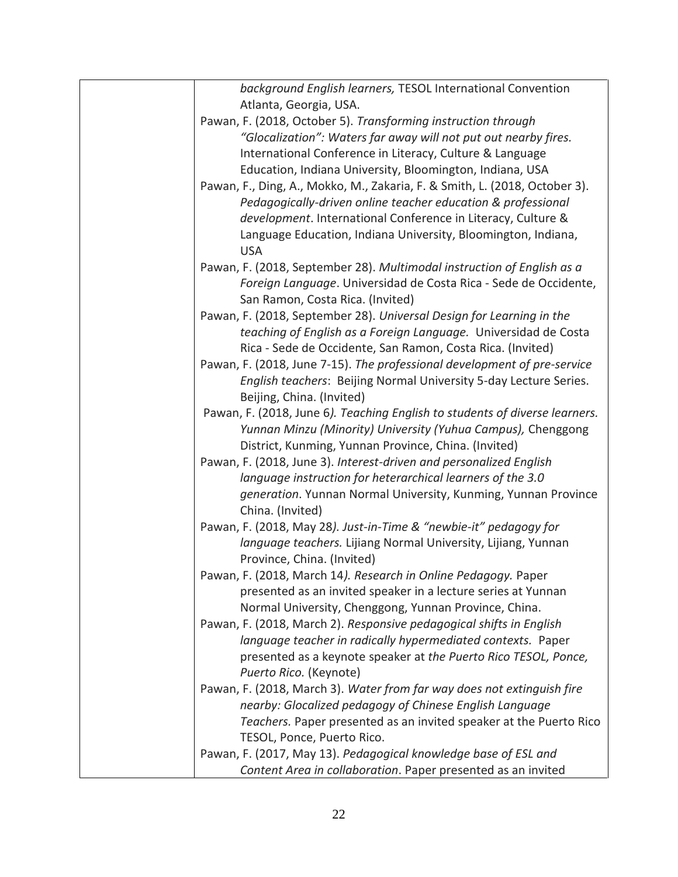*background English learners,* TESOL International Convention Atlanta, Georgia, USA.

Pawan, F. (2018, October 5). *Transforming instruction through "Glocalization": Waters far away will not put out nearby fires.* International Conference in Literacy, Culture & Language Education, Indiana University, Bloomington, Indiana, USA

Pawan, F., Ding, A., Mokko, M., Zakaria, F. & Smith, L. (2018, October 3). *Pedagogically-driven online teacher education & professional development*. International Conference in Literacy, Culture & Language Education, Indiana University, Bloomington, Indiana, USA

Pawan, F. (2018, September 28). *Multimodal instruction of English as a Foreign Language*. Universidad de Costa Rica - Sede de Occidente, San Ramon, Costa Rica. (Invited)

Pawan, F. (2018, September 28). *Universal Design for Learning in the teaching of English as a Foreign Language.* Universidad de Costa Rica - Sede de Occidente, San Ramon, Costa Rica. (Invited)

Pawan, F. (2018, June 7-15). *The professional development of pre-service English teachers*: Beijing Normal University 5-day Lecture Series. Beijing, China. (Invited)

Pawan, F. (2018, June 6*). Teaching English to students of diverse learners. Yunnan Minzu (Minority) University (Yuhua Campus),* Chenggong District, Kunming, Yunnan Province, China. (Invited)

Pawan, F. (2018, June 3). *Interest-driven and personalized English language instruction for heterarchical learners of the 3.0 generation*. Yunnan Normal University, Kunming, Yunnan Province China. (Invited)

Pawan, F. (2018, May 28*). Just-in-Time & "newbie-it" pedagogy for language teachers.* Lijiang Normal University, Lijiang, Yunnan Province, China. (Invited)

Pawan, F. (2018, March 14*). Research in Online Pedagogy.* Paper presented as an invited speaker in a lecture series at Yunnan Normal University, Chenggong, Yunnan Province, China.

Pawan, F. (2018, March 2). *Responsive pedagogical shifts in English language teacher in radically hypermediated contexts.* Paper presented as a keynote speaker at *the Puerto Rico TESOL, Ponce, Puerto Rico.* (Keynote)

Pawan, F. (2018, March 3). *Water from far way does not extinguish fire nearby: Glocalized pedagogy of Chinese English Language Teachers.* Paper presented as an invited speaker at the Puerto Rico TESOL, Ponce, Puerto Rico.

Pawan, F. (2017, May 13). *Pedagogical knowledge base of ESL and Content Area in collaboration*. Paper presented as an invited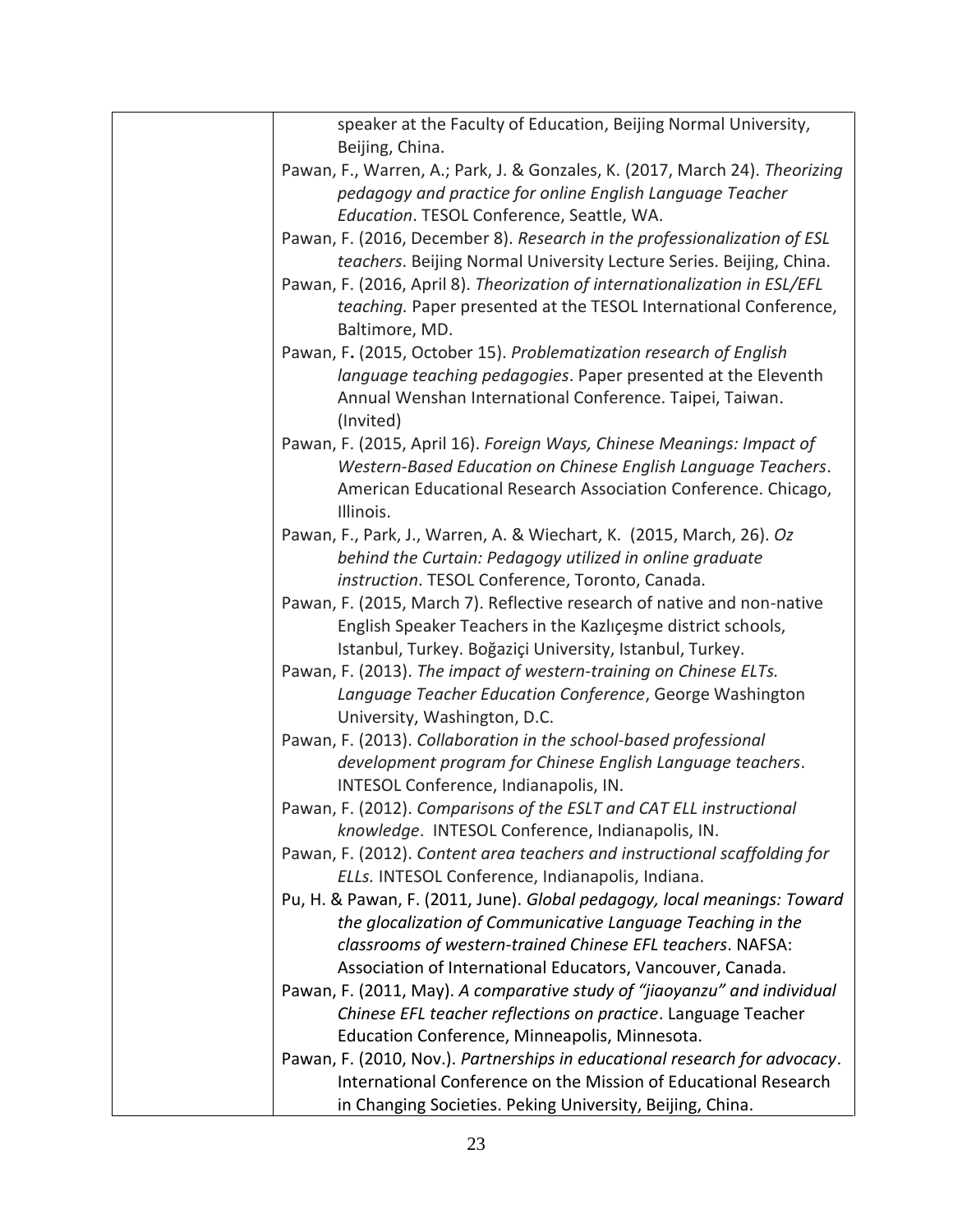speaker at the Faculty of Education, Beijing Normal University, Beijing, China.

Pawan, F., Warren, A.; Park, J. & Gonzales, K. (2017, March 24). *Theorizing pedagogy and practice for online English Language Teacher Education*. TESOL Conference, Seattle, WA.

Pawan, F. (2016, December 8). *Research in the professionalization of ESL teachers*. Beijing Normal University Lecture Series. Beijing, China.

Pawan, F. (2016, April 8). *Theorization of internationalization in ESL/EFL teaching.* Paper presented at the TESOL International Conference, Baltimore, MD.

Pawan, F**.** (2015, October 15). *Problematization research of English language teaching pedagogies*. Paper presented at the Eleventh Annual Wenshan International Conference. Taipei, Taiwan. (Invited)

Pawan, F. (2015, April 16). *Foreign Ways, Chinese Meanings: Impact of Western-Based Education on Chinese English Language Teachers*. American Educational Research Association Conference. Chicago, Illinois.

Pawan, F., Park, J., Warren, A. & Wiechart, K. (2015, March, 26). *Oz behind the Curtain: Pedagogy utilized in online graduate instruction*. TESOL Conference, Toronto, Canada.

Pawan, F. (2015, March 7). Reflective research of native and non-native English Speaker Teachers in the Kazlıçeşme district schools, Istanbul, Turkey. Boğaziçi University, Istanbul, Turkey.

Pawan, F. (2013). *The impact of western-training on Chinese ELTs. Language Teacher Education Conference*, George Washington University, Washington, D.C.

Pawan, F. (2013). *Collaboration in the school-based professional development program for Chinese English Language teachers*. INTESOL Conference, Indianapolis, IN.

Pawan, F. (2012). *Comparisons of the ESLT and CAT ELL instructional knowledge*. INTESOL Conference, Indianapolis, IN.

Pawan, F. (2012). *Content area teachers and instructional scaffolding for ELLs.* INTESOL Conference, Indianapolis, Indiana.

Pu, H. & Pawan, F. (2011, June). *Global pedagogy, local meanings: Toward the glocalization of Communicative Language Teaching in the classrooms of western-trained Chinese EFL teachers*. NAFSA: Association of International Educators, Vancouver, Canada.

Pawan, F. (2011, May). *A comparative study of "jiaoyanzu" and individual Chinese EFL teacher reflections on practice*. Language Teacher Education Conference, Minneapolis, Minnesota.

Pawan, F. (2010, Nov.). *Partnerships in educational research for advocacy*. International Conference on the Mission of Educational Research in Changing Societies. Peking University, Beijing, China.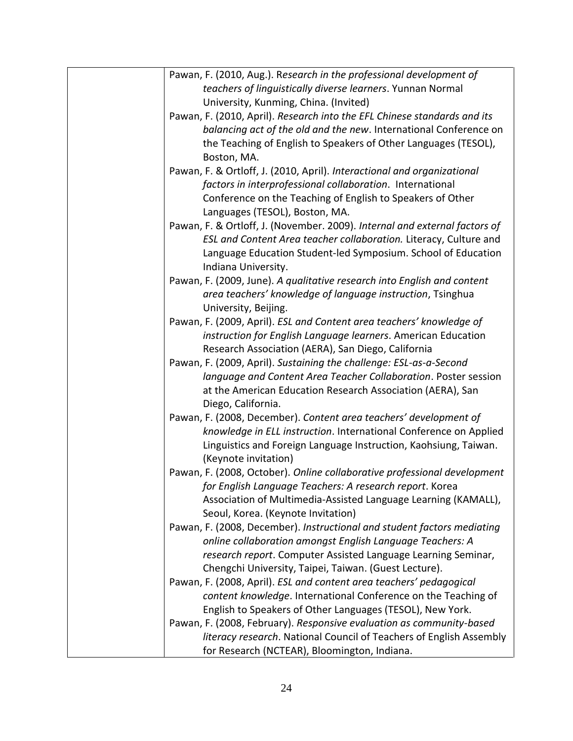Pawan, F. (2010, Aug.). R*esearch in the professional development of teachers of linguistically diverse learners*. Yunnan Normal University, Kunming, China. (Invited)

Pawan, F. (2010, April). *Research into the EFL Chinese standards and its balancing act of the old and the new*. International Conference on the Teaching of English to Speakers of Other Languages (TESOL), Boston, MA.

Pawan, F. & Ortloff, J. (2010, April). *Interactional and organizational factors in interprofessional collaboration*. International Conference on the Teaching of English to Speakers of Other Languages (TESOL), Boston, MA.

Pawan, F. & Ortloff, J. (November. 2009). *Internal and external factors of ESL and Content Area teacher collaboration.* Literacy, Culture and Language Education Student-led Symposium. School of Education Indiana University.

Pawan, F. (2009, June). *A qualitative research into English and content area teachers' knowledge of language instruction*, Tsinghua University, Beijing.

Pawan, F. (2009, April). *ESL and Content area teachers' knowledge of instruction for English Language learners*. American Education Research Association (AERA), San Diego, California

Pawan, F. (2009, April). *Sustaining the challenge: ESL-as-a-Second language and Content Area Teacher Collaboration*. Poster session at the American Education Research Association (AERA), San Diego, California.

Pawan, F. (2008, December). *Content area teachers' development of knowledge in ELL instruction*. International Conference on Applied Linguistics and Foreign Language Instruction, Kaohsiung, Taiwan. (Keynote invitation)

Pawan, F. (2008, October). *Online collaborative professional development for English Language Teachers: A research report*. Korea Association of Multimedia-Assisted Language Learning (KAMALL), Seoul, Korea. (Keynote Invitation)

Pawan, F. (2008, December). *Instructional and student factors mediating online collaboration amongst English Language Teachers: A research report*. Computer Assisted Language Learning Seminar, Chengchi University, Taipei, Taiwan. (Guest Lecture).

Pawan, F. (2008, April). *ESL and content area teachers' pedagogical content knowledge*. International Conference on the Teaching of English to Speakers of Other Languages (TESOL), New York.

Pawan, F. (2008, February). *Responsive evaluation as community-based literacy research*. National Council of Teachers of English Assembly for Research (NCTEAR), Bloomington, Indiana.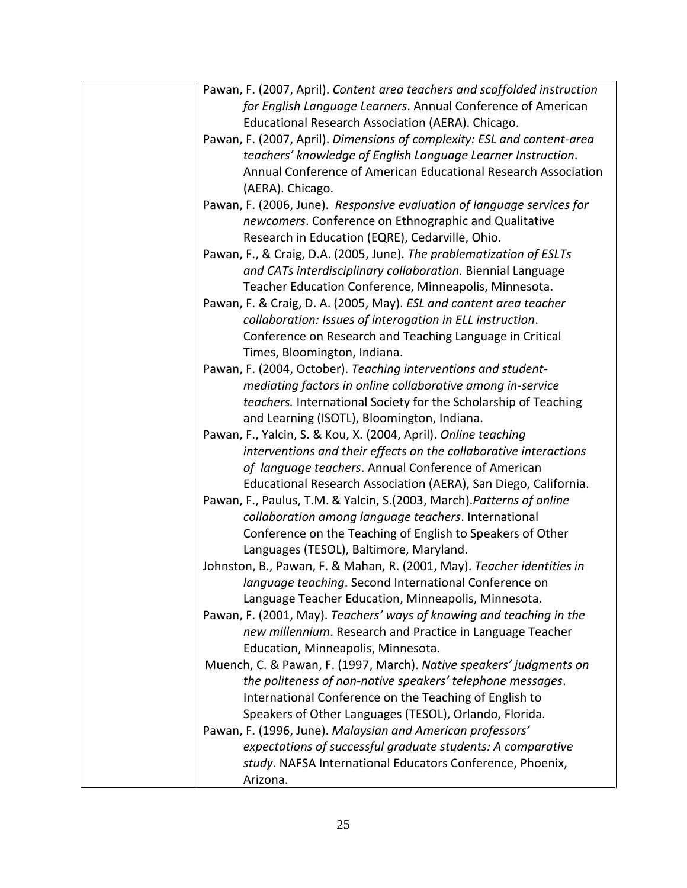| | |
|---|---|
| | Pawan, F. (2007, April). *Content area teachers and scaffolded instruction for English Language Learners*. Annual Conference of American Educational Research Association (AERA). Chicago.<br>Pawan, F. (2007, April). *Dimensions of complexity: ESL and content-area teachers' knowledge of English Language Learner Instruction*. Annual Conference of American Educational Research Association (AERA). Chicago.<br>Pawan, F. (2006, June). *Responsive evaluation of language services for newcomers*. Conference on Ethnographic and Qualitative Research in Education (EQRE), Cedarville, Ohio.<br>Pawan, F., & Craig, D.A. (2005, June). *The problematization of ESLTs and CATs interdisciplinary collaboration*. Biennial Language Teacher Education Conference, Minneapolis, Minnesota.<br>Pawan, F. & Craig, D. A. (2005, May). *ESL and content area teacher collaboration: Issues of interogation in ELL instruction*. Conference on Research and Teaching Language in Critical Times, Bloomington, Indiana.<br>Pawan, F. (2004, October). *Teaching interventions and student-mediating factors in online collaborative among in-service teachers.* International Society for the Scholarship of Teaching and Learning (ISOTL), Bloomington, Indiana.<br>Pawan, F., Yalcin, S. & Kou, X. (2004, April). *Online teaching interventions and their effects on the collaborative interactions of language teachers*. Annual Conference of American Educational Research Association (AERA), San Diego, California.<br>Pawan, F., Paulus, T.M. & Yalcin, S.(2003, March).*Patterns of online collaboration among language teachers*. International Conference on the Teaching of English to Speakers of Other Languages (TESOL), Baltimore, Maryland.<br>Johnston, B., Pawan, F. & Mahan, R. (2001, May). *Teacher identities in language teaching*. Second International Conference on Language Teacher Education, Minneapolis, Minnesota.<br>Pawan, F. (2001, May). *Teachers' ways of knowing and teaching in the new millennium*. Research and Practice in Language Teacher Education, Minneapolis, Minnesota.<br>Muench, C. & Pawan, F. (1997, March). *Native speakers' judgments on the politeness of non-native speakers' telephone messages*. International Conference on the Teaching of English to Speakers of Other Languages (TESOL), Orlando, Florida.<br>Pawan, F. (1996, June). *Malaysian and American professors' expectations of successful graduate students: A comparative study*. NAFSA International Educators Conference, Phoenix, Arizona. |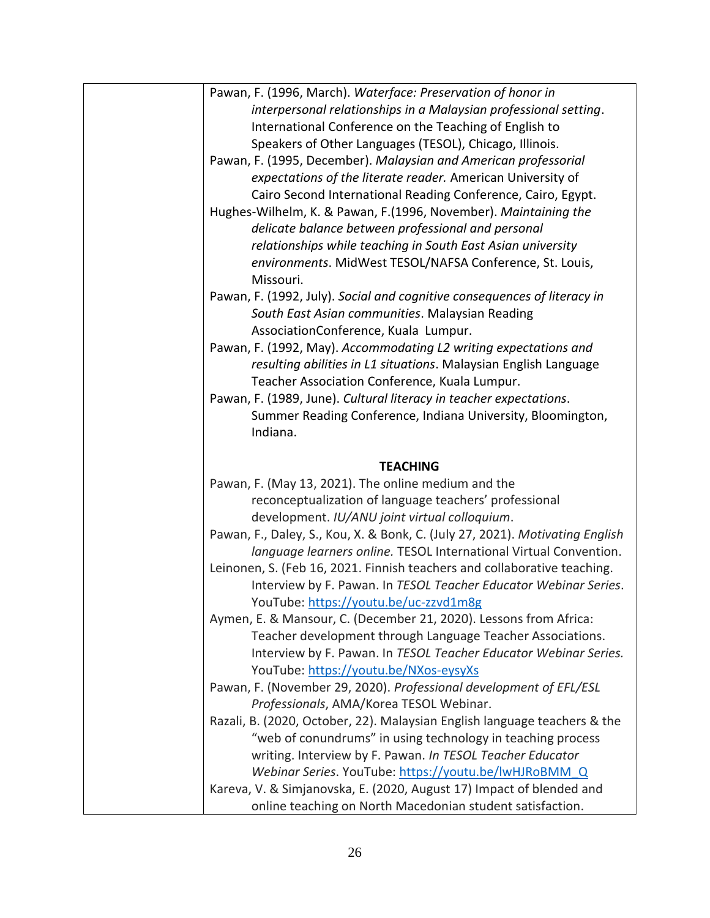Pawan, F. (1996, March). *Waterface: Preservation of honor in interpersonal relationships in a Malaysian professional setting*. International Conference on the Teaching of English to Speakers of Other Languages (TESOL), Chicago, Illinois.

Pawan, F. (1995, December). *Malaysian and American professorial expectations of the literate reader.* American University of Cairo Second International Reading Conference, Cairo, Egypt.

Hughes-Wilhelm, K. & Pawan, F.(1996, November). *Maintaining the delicate balance between professional and personal relationships while teaching in South East Asian university environments*. MidWest TESOL/NAFSA Conference, St. Louis, Missouri.

Pawan, F. (1992, July). *Social and cognitive consequences of literacy in South East Asian communities*. Malaysian Reading AssociationConference, Kuala Lumpur.

Pawan, F. (1992, May). *Accommodating L2 writing expectations and resulting abilities in L1 situations*. Malaysian English Language Teacher Association Conference, Kuala Lumpur.

Pawan, F. (1989, June). *Cultural literacy in teacher expectations*. Summer Reading Conference, Indiana University, Bloomington, Indiana.

**TEACHING**

Pawan, F. (May 13, 2021). The online medium and the reconceptualization of language teachers' professional development. *IU/ANU joint virtual colloquium*.

Pawan, F., Daley, S., Kou, X. & Bonk, C. (July 27, 2021). *Motivating English language learners online.* TESOL International Virtual Convention.

Leinonen, S. (Feb 16, 2021. Finnish teachers and collaborative teaching. Interview by F. Pawan. In *TESOL Teacher Educator Webinar Series*. YouTube: https://youtu.be/uc-zzvd1m8g

Aymen, E. & Mansour, C. (December 21, 2020). Lessons from Africa: Teacher development through Language Teacher Associations. Interview by F. Pawan. In *TESOL Teacher Educator Webinar Series.* YouTube: https://youtu.be/NXos-eysyXs

Pawan, F. (November 29, 2020). *Professional development of EFL/ESL Professionals*, AMA/Korea TESOL Webinar.

Razali, B. (2020, October, 22). Malaysian English language teachers & the "web of conundrums" in using technology in teaching process writing. Interview by F. Pawan. *In TESOL Teacher Educator Webinar Series*. YouTube: https://youtu.be/lwHJRoBMM_Q

Kareva, V. & Simjanovska, E. (2020, August 17) Impact of blended and online teaching on North Macedonian student satisfaction.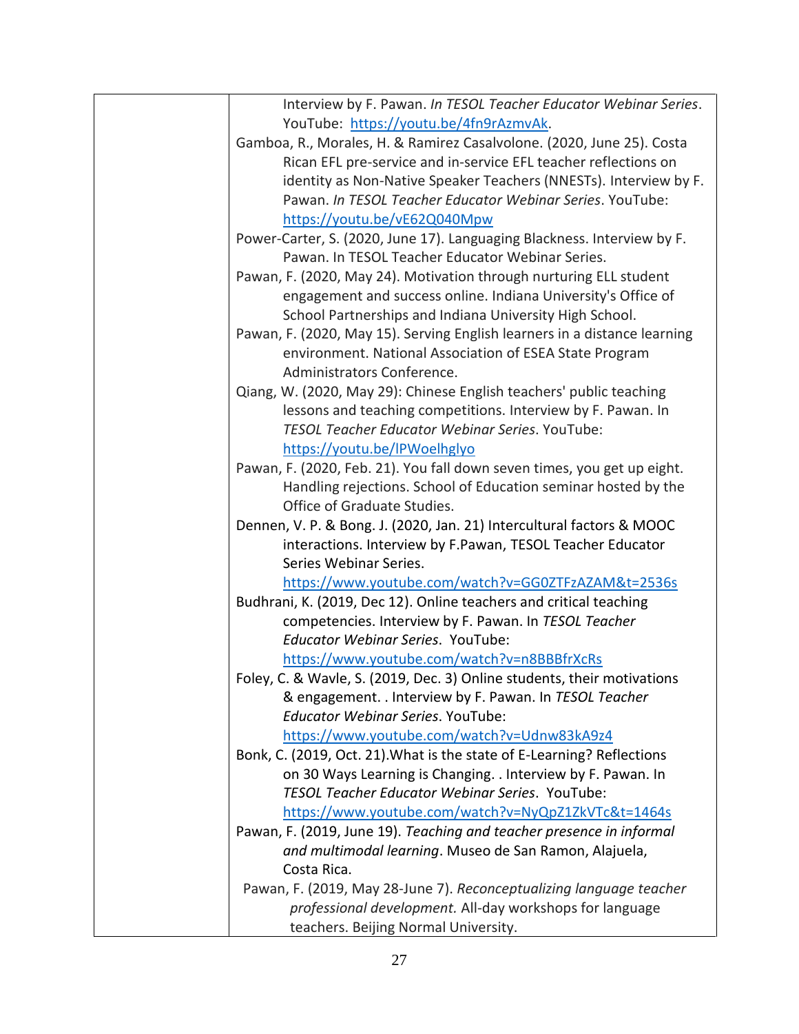Interview by F. Pawan. *In TESOL Teacher Educator Webinar Series*. YouTube: https://youtu.be/4fn9rAzmvAk.

Gamboa, R., Morales, H. & Ramirez Casalvolone. (2020, June 25). Costa Rican EFL pre-service and in-service EFL teacher reflections on identity as Non-Native Speaker Teachers (NNESTs). Interview by F. Pawan. *In TESOL Teacher Educator Webinar Series*. YouTube: https://youtu.be/vE62Q040Mpw

Power-Carter, S. (2020, June 17). Languaging Blackness. Interview by F. Pawan. In TESOL Teacher Educator Webinar Series.

Pawan, F. (2020, May 24). Motivation through nurturing ELL student engagement and success online. Indiana University's Office of School Partnerships and Indiana University High School.

Pawan, F. (2020, May 15). Serving English learners in a distance learning environment. National Association of ESEA State Program Administrators Conference.

Qiang, W. (2020, May 29): Chinese English teachers' public teaching lessons and teaching competitions. Interview by F. Pawan. In *TESOL Teacher Educator Webinar Series*. YouTube: https://youtu.be/lPWoelhglyo

Pawan, F. (2020, Feb. 21). You fall down seven times, you get up eight. Handling rejections. School of Education seminar hosted by the Office of Graduate Studies.

Dennen, V. P. & Bong. J. (2020, Jan. 21) Intercultural factors & MOOC interactions. Interview by F.Pawan, TESOL Teacher Educator Series Webinar Series. https://www.youtube.com/watch?v=GG0ZTFzAZAM&t=2536s

Budhrani, K. (2019, Dec 12). Online teachers and critical teaching competencies. Interview by F. Pawan. In *TESOL Teacher Educator Webinar Series*. YouTube: https://www.youtube.com/watch?v=n8BBBfrXcRs

Foley, C. & Wavle, S. (2019, Dec. 3) Online students, their motivations & engagement. . Interview by F. Pawan. In *TESOL Teacher Educator Webinar Series*. YouTube: https://www.youtube.com/watch?v=Udnw83kA9z4

Bonk, C. (2019, Oct. 21).What is the state of E-Learning? Reflections on 30 Ways Learning is Changing. . Interview by F. Pawan. In *TESOL Teacher Educator Webinar Series*. YouTube: https://www.youtube.com/watch?v=NyQpZ1ZkVTc&t=1464s

Pawan, F. (2019, June 19). *Teaching and teacher presence in informal and multimodal learning*. Museo de San Ramon, Alajuela, Costa Rica.

Pawan, F. (2019, May 28-June 7). *Reconceptualizing language teacher professional development.* All-day workshops for language teachers. Beijing Normal University.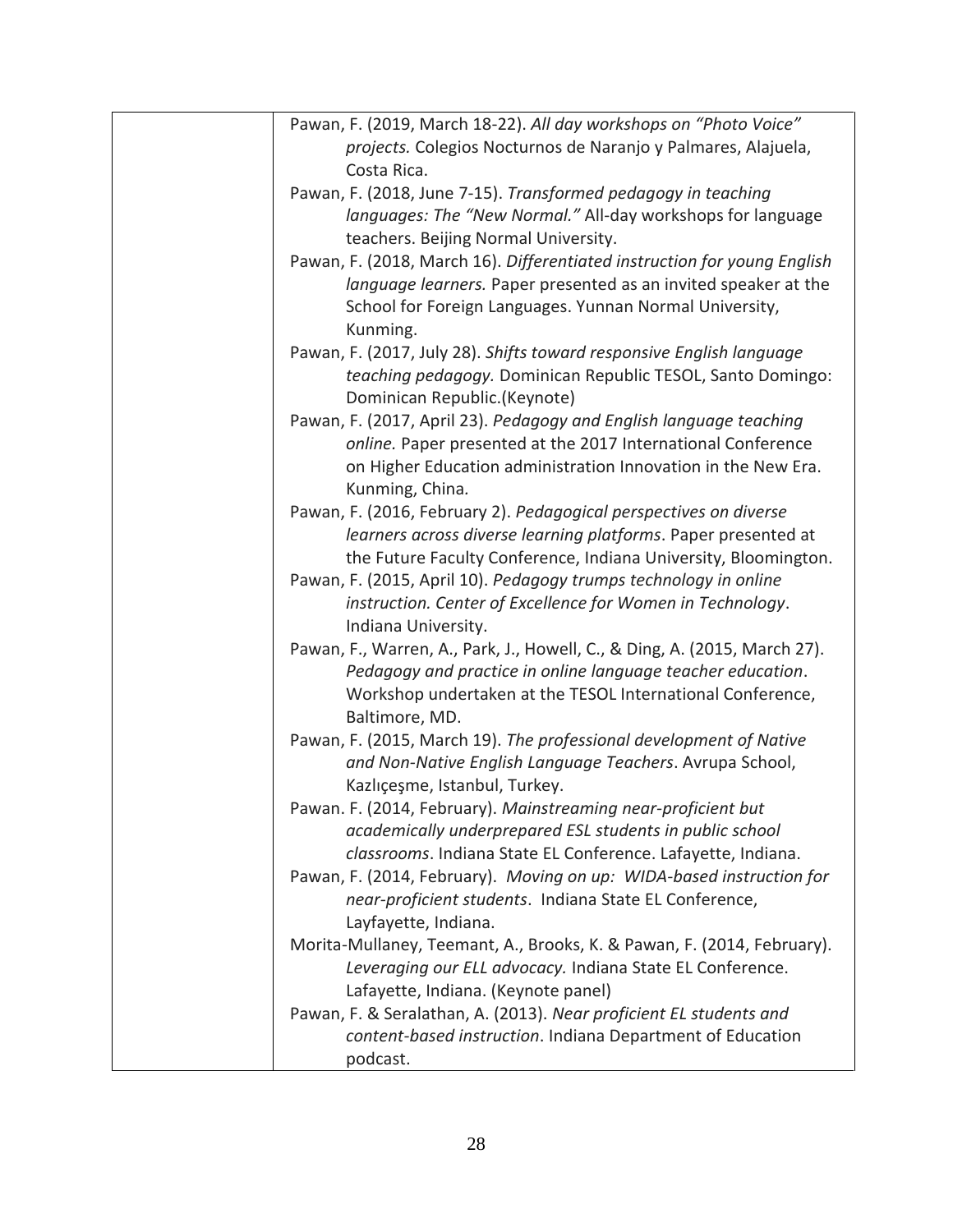Pawan, F. (2019, March 18-22). *All day workshops on "Photo Voice" projects.* Colegios Nocturnos de Naranjo y Palmares, Alajuela, Costa Rica.

Pawan, F. (2018, June 7-15). *Transformed pedagogy in teaching languages: The "New Normal."* All-day workshops for language teachers. Beijing Normal University.

Pawan, F. (2018, March 16). *Differentiated instruction for young English language learners.* Paper presented as an invited speaker at the School for Foreign Languages. Yunnan Normal University, Kunming.

Pawan, F. (2017, July 28). *Shifts toward responsive English language teaching pedagogy.* Dominican Republic TESOL, Santo Domingo: Dominican Republic.(Keynote)

Pawan, F. (2017, April 23). *Pedagogy and English language teaching online.* Paper presented at the 2017 International Conference on Higher Education administration Innovation in the New Era. Kunming, China.

Pawan, F. (2016, February 2). *Pedagogical perspectives on diverse learners across diverse learning platforms*. Paper presented at the Future Faculty Conference, Indiana University, Bloomington.

Pawan, F. (2015, April 10). *Pedagogy trumps technology in online instruction. Center of Excellence for Women in Technology*. Indiana University.

Pawan, F., Warren, A., Park, J., Howell, C., & Ding, A. (2015, March 27). *Pedagogy and practice in online language teacher education*. Workshop undertaken at the TESOL International Conference, Baltimore, MD.

Pawan, F. (2015, March 19). *The professional development of Native and Non-Native English Language Teachers*. Avrupa School, Kazlıçeşme, Istanbul, Turkey.

Pawan. F. (2014, February). *Mainstreaming near-proficient but academically underprepared ESL students in public school classrooms*. Indiana State EL Conference. Lafayette, Indiana.

Pawan, F. (2014, February). *Moving on up: WIDA-based instruction for near-proficient students*. Indiana State EL Conference, Layfayette, Indiana.

Morita-Mullaney, Teemant, A., Brooks, K. & Pawan, F. (2014, February). *Leveraging our ELL advocacy.* Indiana State EL Conference. Lafayette, Indiana. (Keynote panel)

Pawan, F. & Seralathan, A. (2013). *Near proficient EL students and content-based instruction*. Indiana Department of Education podcast.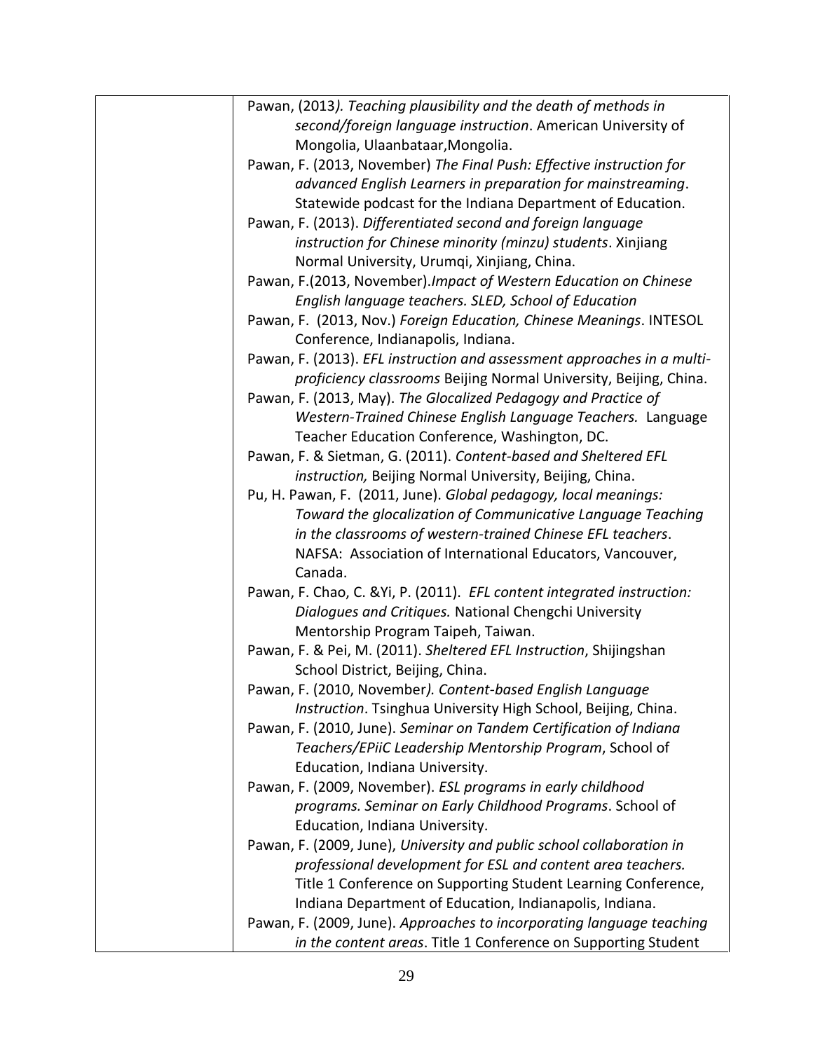Pawan, (2013*). Teaching plausibility and the death of methods in second/foreign language instruction*. American University of Mongolia, Ulaanbataar,Mongolia.

Pawan, F. (2013, November) *The Final Push: Effective instruction for advanced English Learners in preparation for mainstreaming*. Statewide podcast for the Indiana Department of Education.

Pawan, F. (2013). *Differentiated second and foreign language instruction for Chinese minority (minzu) students*. Xinjiang Normal University, Urumqi, Xinjiang, China.

Pawan, F.(2013, November).*Impact of Western Education on Chinese English language teachers. SLED, School of Education*

Pawan, F. (2013, Nov.) *Foreign Education, Chinese Meanings*. INTESOL Conference, Indianapolis, Indiana.

Pawan, F. (2013). *EFL instruction and assessment approaches in a multi-proficiency classrooms* Beijing Normal University, Beijing, China.

Pawan, F. (2013, May). *The Glocalized Pedagogy and Practice of Western-Trained Chinese English Language Teachers.* Language Teacher Education Conference, Washington, DC.

Pawan, F. & Sietman, G. (2011). *Content-based and Sheltered EFL instruction,* Beijing Normal University, Beijing, China.

Pu, H. Pawan, F. (2011, June). *Global pedagogy, local meanings: Toward the glocalization of Communicative Language Teaching in the classrooms of western-trained Chinese EFL teachers*. NAFSA: Association of International Educators, Vancouver, Canada.

Pawan, F. Chao, C. &Yi, P. (2011). *EFL content integrated instruction: Dialogues and Critiques.* National Chengchi University Mentorship Program Taipeh, Taiwan.

Pawan, F. & Pei, M. (2011). *Sheltered EFL Instruction*, Shijingshan School District, Beijing, China.

Pawan, F. (2010, November*). Content-based English Language Instruction*. Tsinghua University High School, Beijing, China.

Pawan, F. (2010, June). *Seminar on Tandem Certification of Indiana Teachers/EPiiC Leadership Mentorship Program*, School of Education, Indiana University.

Pawan, F. (2009, November). *ESL programs in early childhood programs. Seminar on Early Childhood Programs*. School of Education, Indiana University.

Pawan, F. (2009, June), *University and public school collaboration in professional development for ESL and content area teachers.* Title 1 Conference on Supporting Student Learning Conference, Indiana Department of Education, Indianapolis, Indiana.

Pawan, F. (2009, June). *Approaches to incorporating language teaching in the content areas*. Title 1 Conference on Supporting Student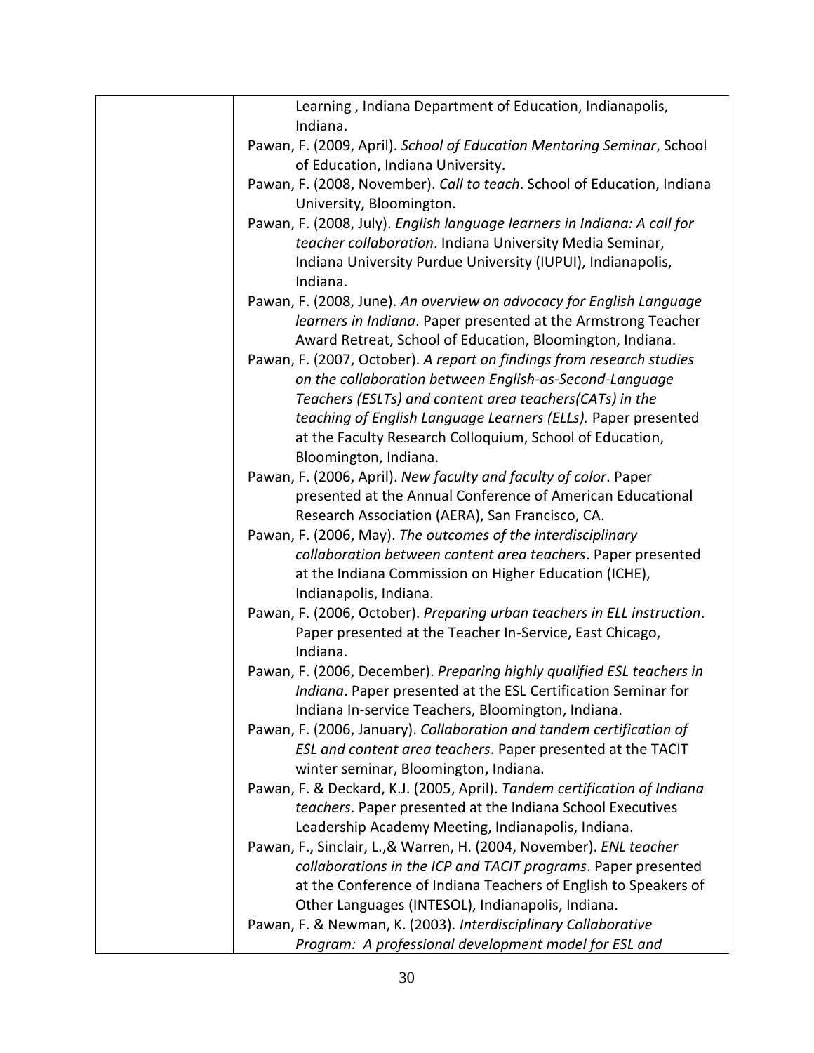Learning , Indiana Department of Education, Indianapolis, Indiana.

Pawan, F. (2009, April). *School of Education Mentoring Seminar*, School of Education, Indiana University.

Pawan, F. (2008, November). *Call to teach*. School of Education, Indiana University, Bloomington.

Pawan, F. (2008, July). *English language learners in Indiana: A call for teacher collaboration*. Indiana University Media Seminar, Indiana University Purdue University (IUPUI), Indianapolis, Indiana.

Pawan, F. (2008, June). *An overview on advocacy for English Language learners in Indiana*. Paper presented at the Armstrong Teacher Award Retreat, School of Education, Bloomington, Indiana.

Pawan, F. (2007, October). *A report on findings from research studies on the collaboration between English-as-Second-Language Teachers (ESLTs) and content area teachers(CATs) in the teaching of English Language Learners (ELLs).* Paper presented at the Faculty Research Colloquium, School of Education, Bloomington, Indiana.

Pawan, F. (2006, April). *New faculty and faculty of color*. Paper presented at the Annual Conference of American Educational Research Association (AERA), San Francisco, CA.

Pawan, F. (2006, May). *The outcomes of the interdisciplinary collaboration between content area teachers*. Paper presented at the Indiana Commission on Higher Education (ICHE), Indianapolis, Indiana.

Pawan, F. (2006, October). *Preparing urban teachers in ELL instruction*. Paper presented at the Teacher In-Service, East Chicago, Indiana.

Pawan, F. (2006, December). *Preparing highly qualified ESL teachers in Indiana*. Paper presented at the ESL Certification Seminar for Indiana In-service Teachers, Bloomington, Indiana.

Pawan, F. (2006, January). *Collaboration and tandem certification of ESL and content area teachers*. Paper presented at the TACIT winter seminar, Bloomington, Indiana.

Pawan, F. & Deckard, K.J. (2005, April). *Tandem certification of Indiana teachers*. Paper presented at the Indiana School Executives Leadership Academy Meeting, Indianapolis, Indiana.

Pawan, F., Sinclair, L.,& Warren, H. (2004, November). *ENL teacher collaborations in the ICP and TACIT programs*. Paper presented at the Conference of Indiana Teachers of English to Speakers of Other Languages (INTESOL), Indianapolis, Indiana.

Pawan, F. & Newman, K. (2003). *Interdisciplinary Collaborative Program: A professional development model for ESL and*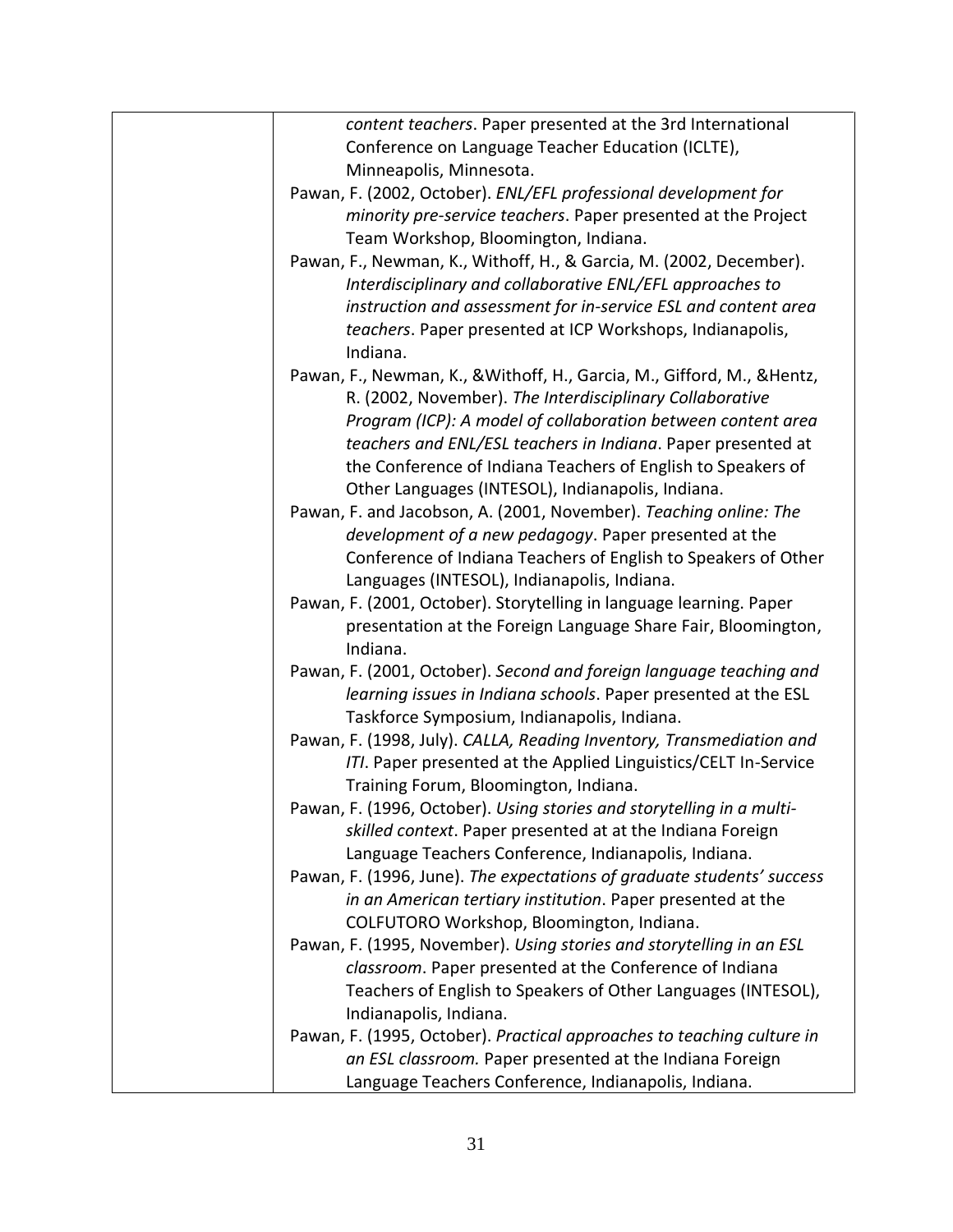*content teachers*. Paper presented at the 3rd International Conference on Language Teacher Education (ICLTE), Minneapolis, Minnesota.

Pawan, F. (2002, October). *ENL/EFL professional development for minority pre-service teachers*. Paper presented at the Project Team Workshop, Bloomington, Indiana.

Pawan, F., Newman, K., Withoff, H., & Garcia, M. (2002, December). *Interdisciplinary and collaborative ENL/EFL approaches to instruction and assessment for in-service ESL and content area teachers*. Paper presented at ICP Workshops, Indianapolis, Indiana.

Pawan, F., Newman, K., &Withoff, H., Garcia, M., Gifford, M., &Hentz, R. (2002, November). *The Interdisciplinary Collaborative Program (ICP): A model of collaboration between content area teachers and ENL/ESL teachers in Indiana*. Paper presented at the Conference of Indiana Teachers of English to Speakers of Other Languages (INTESOL), Indianapolis, Indiana.

Pawan, F. and Jacobson, A. (2001, November). *Teaching online: The development of a new pedagogy*. Paper presented at the Conference of Indiana Teachers of English to Speakers of Other Languages (INTESOL), Indianapolis, Indiana.

Pawan, F. (2001, October). Storytelling in language learning. Paper presentation at the Foreign Language Share Fair, Bloomington, Indiana.

Pawan, F. (2001, October). *Second and foreign language teaching and learning issues in Indiana schools*. Paper presented at the ESL Taskforce Symposium, Indianapolis, Indiana.

Pawan, F. (1998, July). *CALLA, Reading Inventory, Transmediation and ITI*. Paper presented at the Applied Linguistics/CELT In-Service Training Forum, Bloomington, Indiana.

Pawan, F. (1996, October). *Using stories and storytelling in a multi-skilled context*. Paper presented at at the Indiana Foreign Language Teachers Conference, Indianapolis, Indiana.

Pawan, F. (1996, June). *The expectations of graduate students' success in an American tertiary institution*. Paper presented at the COLFUTORO Workshop, Bloomington, Indiana.

Pawan, F. (1995, November). *Using stories and storytelling in an ESL classroom*. Paper presented at the Conference of Indiana Teachers of English to Speakers of Other Languages (INTESOL), Indianapolis, Indiana.

Pawan, F. (1995, October). *Practical approaches to teaching culture in an ESL classroom.* Paper presented at the Indiana Foreign Language Teachers Conference, Indianapolis, Indiana.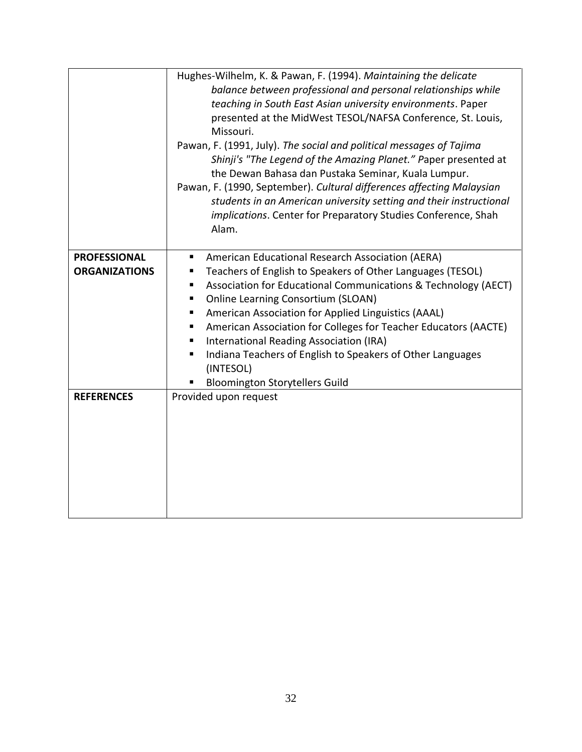| | |
|---|---|
| | Hughes-Wilhelm, K. & Pawan, F. (1994). *Maintaining the delicate balance between professional and personal relationships while teaching in South East Asian university environments*. Paper presented at the MidWest TESOL/NAFSA Conference, St. Louis, Missouri.<br>Pawan, F. (1991, July). *The social and political messages of Tajima Shinji's "The Legend of the Amazing Planet."* Paper presented at the Dewan Bahasa dan Pustaka Seminar, Kuala Lumpur.<br>Pawan, F. (1990, September). *Cultural differences affecting Malaysian students in an American university setting and their instructional implications*. Center for Preparatory Studies Conference, Shah Alam. |
| **PROFESSIONAL ORGANIZATIONS** | ▪ American Educational Research Association (AERA)<br>▪ Teachers of English to Speakers of Other Languages (TESOL)<br>▪ Association for Educational Communications & Technology (AECT)<br>▪ Online Learning Consortium (SLOAN)<br>▪ American Association for Applied Linguistics (AAAL)<br>▪ American Association for Colleges for Teacher Educators (AACTE)<br>▪ International Reading Association (IRA)<br>▪ Indiana Teachers of English to Speakers of Other Languages (INTESOL)<br>▪ Bloomington Storytellers Guild |
| **REFERENCES** | Provided upon request |